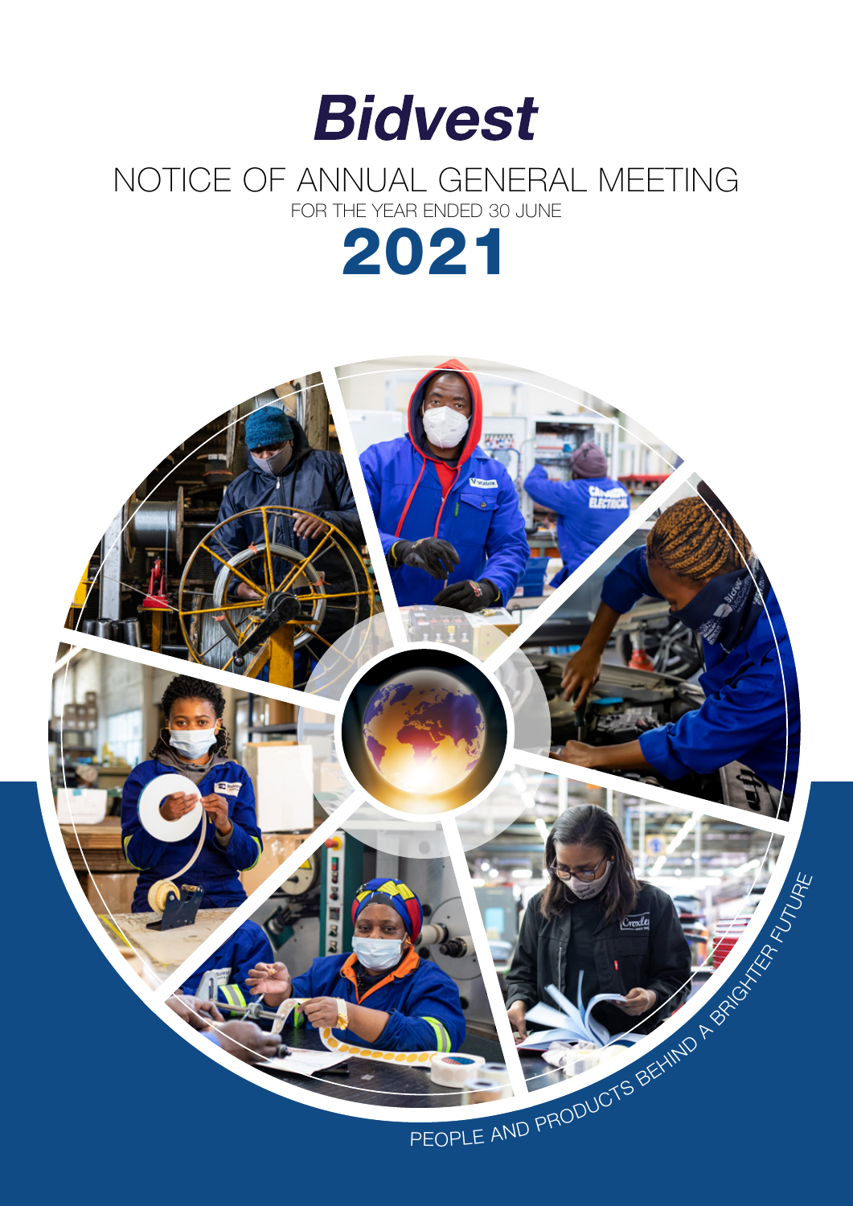# Bidvest

## NOTICE OF ANNUAL GENERAL MEETING

FOR THE YEAR ENDED 30 JUNE

# 2021

PEOPLE AND PRODUCTS BEHIND A BRIGHTER FUTURE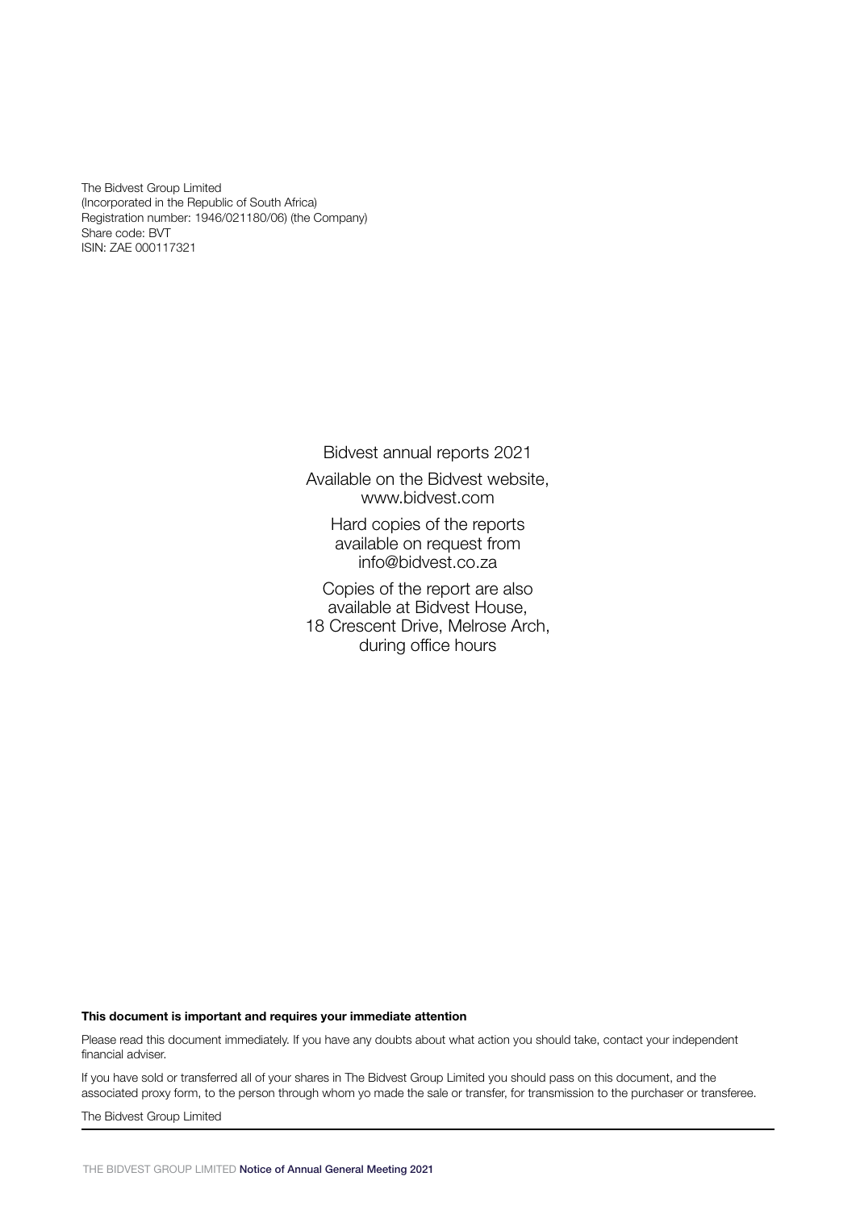The Bidvest Group Limited
(Incorporated in the Republic of South Africa)
Registration number: 1946/021180/06) (the Company)
Share code: BVT
ISIN: ZAE 000117321

Bidvest annual reports 2021

Available on the Bidvest website, www.bidvest.com

Hard copies of the reports available on request from info@bidvest.co.za

Copies of the report are also available at Bidvest House, 18 Crescent Drive, Melrose Arch, during office hours

**This document is important and requires your immediate attention**

Please read this document immediately. If you have any doubts about what action you should take, contact your independent financial adviser.

If you have sold or transferred all of your shares in The Bidvest Group Limited you should pass on this document, and the associated proxy form, to the person through whom yo made the sale or transfer, for transmission to the purchaser or transferee.

The Bidvest Group Limited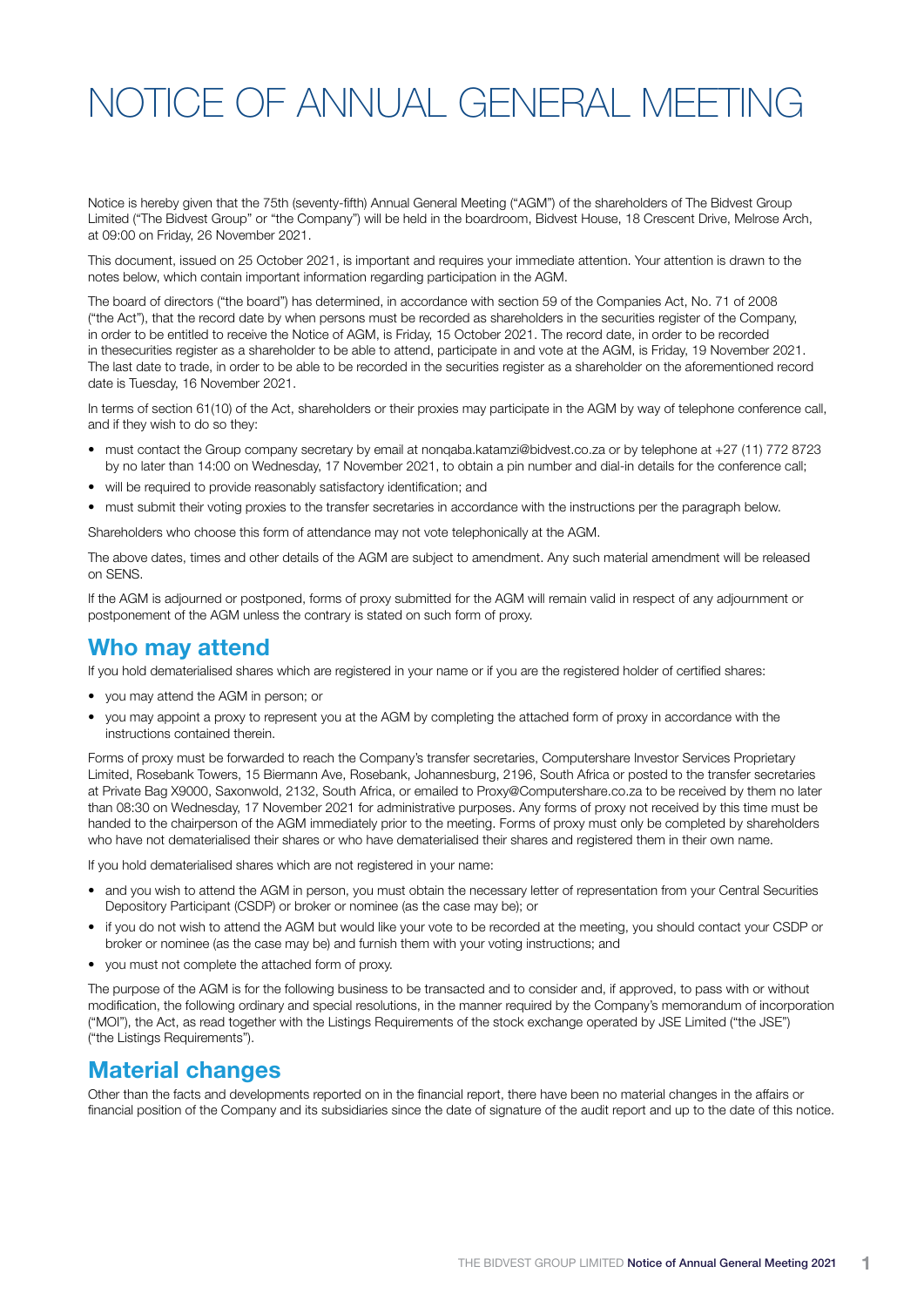# NOTICE OF ANNUAL GENERAL MEETING

Notice is hereby given that the 75th (seventy-fifth) Annual General Meeting ("AGM") of the shareholders of The Bidvest Group Limited ("The Bidvest Group" or "the Company") will be held in the boardroom, Bidvest House, 18 Crescent Drive, Melrose Arch, at 09:00 on Friday, 26 November 2021.

This document, issued on 25 October 2021, is important and requires your immediate attention. Your attention is drawn to the notes below, which contain important information regarding participation in the AGM.

The board of directors ("the board") has determined, in accordance with section 59 of the Companies Act, No. 71 of 2008 ("the Act"), that the record date by when persons must be recorded as shareholders in the securities register of the Company, in order to be entitled to receive the Notice of AGM, is Friday, 15 October 2021. The record date, in order to be recorded in thesecurities register as a shareholder to be able to attend, participate in and vote at the AGM, is Friday, 19 November 2021. The last date to trade, in order to be able to be recorded in the securities register as a shareholder on the aforementioned record date is Tuesday, 16 November 2021.

In terms of section 61(10) of the Act, shareholders or their proxies may participate in the AGM by way of telephone conference call, and if they wish to do so they:

- must contact the Group company secretary by email at nonqaba.katamzi@bidvest.co.za or by telephone at +27 (11) 772 8723 by no later than 14:00 on Wednesday, 17 November 2021, to obtain a pin number and dial-in details for the conference call;
- will be required to provide reasonably satisfactory identification; and
- must submit their voting proxies to the transfer secretaries in accordance with the instructions per the paragraph below.

Shareholders who choose this form of attendance may not vote telephonically at the AGM.

The above dates, times and other details of the AGM are subject to amendment. Any such material amendment will be released on SENS.

If the AGM is adjourned or postponed, forms of proxy submitted for the AGM will remain valid in respect of any adjournment or postponement of the AGM unless the contrary is stated on such form of proxy.

## Who may attend

If you hold dematerialised shares which are registered in your name or if you are the registered holder of certified shares:

- you may attend the AGM in person; or
- you may appoint a proxy to represent you at the AGM by completing the attached form of proxy in accordance with the instructions contained therein.

Forms of proxy must be forwarded to reach the Company's transfer secretaries, Computershare Investor Services Proprietary Limited, Rosebank Towers, 15 Biermann Ave, Rosebank, Johannesburg, 2196, South Africa or posted to the transfer secretaries at Private Bag X9000, Saxonwold, 2132, South Africa, or emailed to Proxy@Computershare.co.za to be received by them no later than 08:30 on Wednesday, 17 November 2021 for administrative purposes. Any forms of proxy not received by this time must be handed to the chairperson of the AGM immediately prior to the meeting. Forms of proxy must only be completed by shareholders who have not dematerialised their shares or who have dematerialised their shares and registered them in their own name.

If you hold dematerialised shares which are not registered in your name:

- and you wish to attend the AGM in person, you must obtain the necessary letter of representation from your Central Securities Depository Participant (CSDP) or broker or nominee (as the case may be); or
- if you do not wish to attend the AGM but would like your vote to be recorded at the meeting, you should contact your CSDP or broker or nominee (as the case may be) and furnish them with your voting instructions; and
- you must not complete the attached form of proxy.

The purpose of the AGM is for the following business to be transacted and to consider and, if approved, to pass with or without modification, the following ordinary and special resolutions, in the manner required by the Company's memorandum of incorporation ("MOI"), the Act, as read together with the Listings Requirements of the stock exchange operated by JSE Limited ("the JSE") ("the Listings Requirements").

## Material changes

Other than the facts and developments reported on in the financial report, there have been no material changes in the affairs or financial position of the Company and its subsidiaries since the date of signature of the audit report and up to the date of this notice.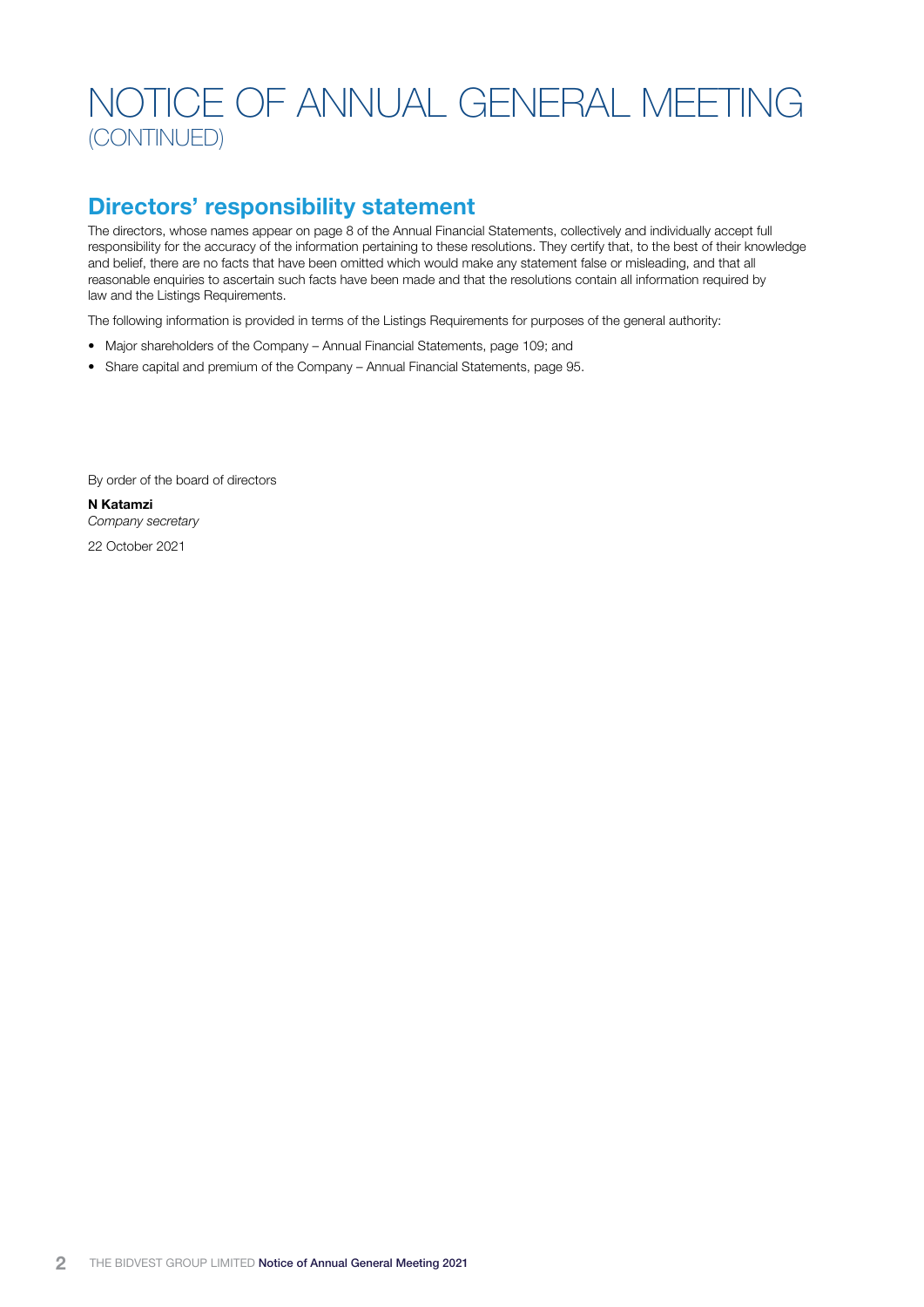# NOTICE OF ANNUAL GENERAL MEETING (CONTINUED)

## Directors' responsibility statement

The directors, whose names appear on page 8 of the Annual Financial Statements, collectively and individually accept full responsibility for the accuracy of the information pertaining to these resolutions. They certify that, to the best of their knowledge and belief, there are no facts that have been omitted which would make any statement false or misleading, and that all reasonable enquiries to ascertain such facts have been made and that the resolutions contain all information required by law and the Listings Requirements.

The following information is provided in terms of the Listings Requirements for purposes of the general authority:

- Major shareholders of the Company – Annual Financial Statements, page 109; and
- Share capital and premium of the Company – Annual Financial Statements, page 95.

By order of the board of directors

**N Katamzi**
*Company secretary*

22 October 2021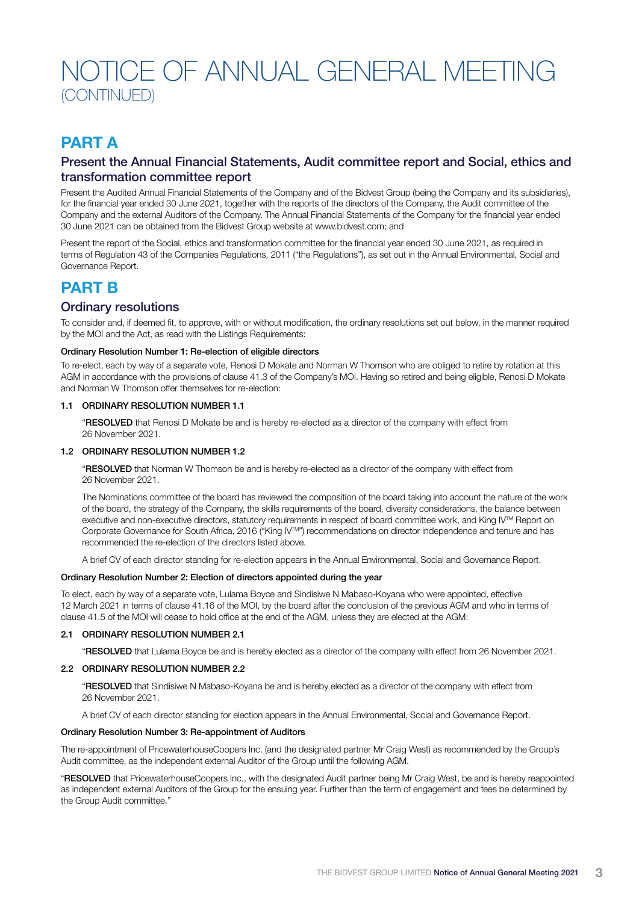# NOTICE OF ANNUAL GENERAL MEETING (CONTINUED)

## PART A

### Present the Annual Financial Statements, Audit committee report and Social, ethics and transformation committee report

Present the Audited Annual Financial Statements of the Company and of the Bidvest Group (being the Company and its subsidiaries), for the financial year ended 30 June 2021, together with the reports of the directors of the Company, the Audit committee of the Company and the external Auditors of the Company. The Annual Financial Statements of the Company for the financial year ended 30 June 2021 can be obtained from the Bidvest Group website at www.bidvest.com; and

Present the report of the Social, ethics and transformation committee for the financial year ended 30 June 2021, as required in terms of Regulation 43 of the Companies Regulations, 2011 ("the Regulations"), as set out in the Annual Environmental, Social and Governance Report.

## PART B

### Ordinary resolutions

To consider and, if deemed fit, to approve, with or without modification, the ordinary resolutions set out below, in the manner required by the MOI and the Act, as read with the Listings Requirements:

#### Ordinary Resolution Number 1: Re-election of eligible directors

To re-elect, each by way of a separate vote, Renosi D Mokate and Norman W Thomson who are obliged to retire by rotation at this AGM in accordance with the provisions of clause 41.3 of the Company's MOI. Having so retired and being eligible, Renosi D Mokate and Norman W Thomson offer themselves for re-election:

**1.1 ORDINARY RESOLUTION NUMBER 1.1**

"**RESOLVED** that Renosi D Mokate be and is hereby re-elected as a director of the company with effect from 26 November 2021.

**1.2 ORDINARY RESOLUTION NUMBER 1.2**

"**RESOLVED** that Norman W Thomson be and is hereby re-elected as a director of the company with effect from 26 November 2021.

The Nominations committee of the board has reviewed the composition of the board taking into account the nature of the work of the board, the strategy of the Company, the skills requirements of the board, diversity considerations, the balance between executive and non-executive directors, statutory requirements in respect of board committee work, and King IV™ Report on Corporate Governance for South Africa, 2016 ("King IV™") recommendations on director independence and tenure and has recommended the re-election of the directors listed above.

A brief CV of each director standing for re-election appears in the Annual Environmental, Social and Governance Report.

#### Ordinary Resolution Number 2: Election of directors appointed during the year

To elect, each by way of a separate vote, Lulama Boyce and Sindisiwe N Mabaso-Koyana who were appointed, effective 12 March 2021 in terms of clause 41.16 of the MOI, by the board after the conclusion of the previous AGM and who in terms of clause 41.5 of the MOI will cease to hold office at the end of the AGM, unless they are elected at the AGM:

**2.1 ORDINARY RESOLUTION NUMBER 2.1**

"**RESOLVED** that Lulama Boyce be and is hereby elected as a director of the company with effect from 26 November 2021.

**2.2 ORDINARY RESOLUTION NUMBER 2.2**

"**RESOLVED** that Sindisiwe N Mabaso-Koyana be and is hereby elected as a director of the company with effect from 26 November 2021.

A brief CV of each director standing for election appears in the Annual Environmental, Social and Governance Report.

#### Ordinary Resolution Number 3: Re-appointment of Auditors

The re-appointment of PricewaterhouseCoopers Inc. (and the designated partner Mr Craig West) as recommended by the Group's Audit committee, as the independent external Auditor of the Group until the following AGM.

"**RESOLVED** that PricewaterhouseCoopers Inc., with the designated Audit partner being Mr Craig West, be and is hereby reappointed as independent external Auditors of the Group for the ensuing year. Further than the term of engagement and fees be determined by the Group Audit committee."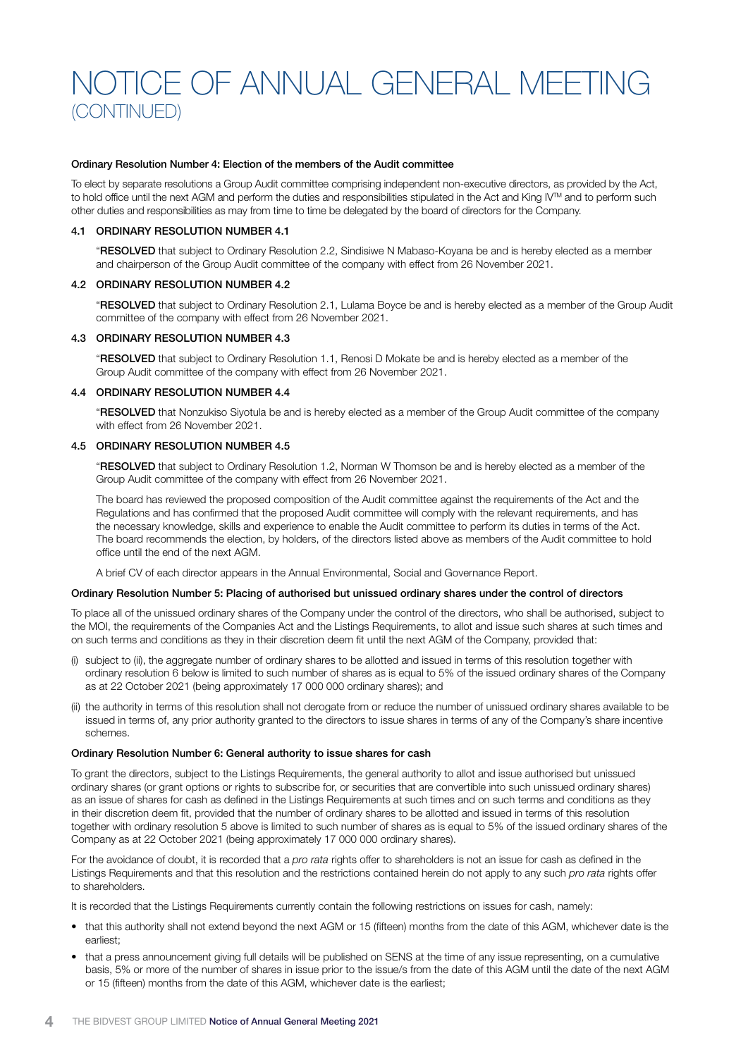# NOTICE OF ANNUAL GENERAL MEETING (CONTINUED)

**Ordinary Resolution Number 4: Election of the members of the Audit committee**

To elect by separate resolutions a Group Audit committee comprising independent non-executive directors, as provided by the Act, to hold office until the next AGM and perform the duties and responsibilities stipulated in the Act and King IV™ and to perform such other duties and responsibilities as may from time to time be delegated by the board of directors for the Company.

**4.1 ORDINARY RESOLUTION NUMBER 4.1**

"**RESOLVED** that subject to Ordinary Resolution 2.2, Sindisiwe N Mabaso-Koyana be and is hereby elected as a member and chairperson of the Group Audit committee of the company with effect from 26 November 2021.

**4.2 ORDINARY RESOLUTION NUMBER 4.2**

"**RESOLVED** that subject to Ordinary Resolution 2.1, Lulama Boyce be and is hereby elected as a member of the Group Audit committee of the company with effect from 26 November 2021.

**4.3 ORDINARY RESOLUTION NUMBER 4.3**

"**RESOLVED** that subject to Ordinary Resolution 1.1, Renosi D Mokate be and is hereby elected as a member of the Group Audit committee of the company with effect from 26 November 2021.

**4.4 ORDINARY RESOLUTION NUMBER 4.4**

"**RESOLVED** that Nonzukiso Siyotula be and is hereby elected as a member of the Group Audit committee of the company with effect from 26 November 2021.

**4.5 ORDINARY RESOLUTION NUMBER 4.5**

"**RESOLVED** that subject to Ordinary Resolution 1.2, Norman W Thomson be and is hereby elected as a member of the Group Audit committee of the company with effect from 26 November 2021.

The board has reviewed the proposed composition of the Audit committee against the requirements of the Act and the Regulations and has confirmed that the proposed Audit committee will comply with the relevant requirements, and has the necessary knowledge, skills and experience to enable the Audit committee to perform its duties in terms of the Act. The board recommends the election, by holders, of the directors listed above as members of the Audit committee to hold office until the end of the next AGM.

A brief CV of each director appears in the Annual Environmental, Social and Governance Report.

**Ordinary Resolution Number 5: Placing of authorised but unissued ordinary shares under the control of directors**

To place all of the unissued ordinary shares of the Company under the control of the directors, who shall be authorised, subject to the MOI, the requirements of the Companies Act and the Listings Requirements, to allot and issue such shares at such times and on such terms and conditions as they in their discretion deem fit until the next AGM of the Company, provided that:

(i) subject to (ii), the aggregate number of ordinary shares to be allotted and issued in terms of this resolution together with ordinary resolution 6 below is limited to such number of shares as is equal to 5% of the issued ordinary shares of the Company as at 22 October 2021 (being approximately 17 000 000 ordinary shares); and

(ii) the authority in terms of this resolution shall not derogate from or reduce the number of unissued ordinary shares available to be issued in terms of, any prior authority granted to the directors to issue shares in terms of any of the Company's share incentive schemes.

**Ordinary Resolution Number 6: General authority to issue shares for cash**

To grant the directors, subject to the Listings Requirements, the general authority to allot and issue authorised but unissued ordinary shares (or grant options or rights to subscribe for, or securities that are convertible into such unissued ordinary shares) as an issue of shares for cash as defined in the Listings Requirements at such times and on such terms and conditions as they in their discretion deem fit, provided that the number of ordinary shares to be allotted and issued in terms of this resolution together with ordinary resolution 5 above is limited to such number of shares as is equal to 5% of the issued ordinary shares of the Company as at 22 October 2021 (being approximately 17 000 000 ordinary shares).

For the avoidance of doubt, it is recorded that a *pro rata* rights offer to shareholders is not an issue for cash as defined in the Listings Requirements and that this resolution and the restrictions contained herein do not apply to any such *pro rata* rights offer to shareholders.

It is recorded that the Listings Requirements currently contain the following restrictions on issues for cash, namely:

- that this authority shall not extend beyond the next AGM or 15 (fifteen) months from the date of this AGM, whichever date is the earliest;
- that a press announcement giving full details will be published on SENS at the time of any issue representing, on a cumulative basis, 5% or more of the number of shares in issue prior to the issue/s from the date of this AGM until the date of the next AGM or 15 (fifteen) months from the date of this AGM, whichever date is the earliest;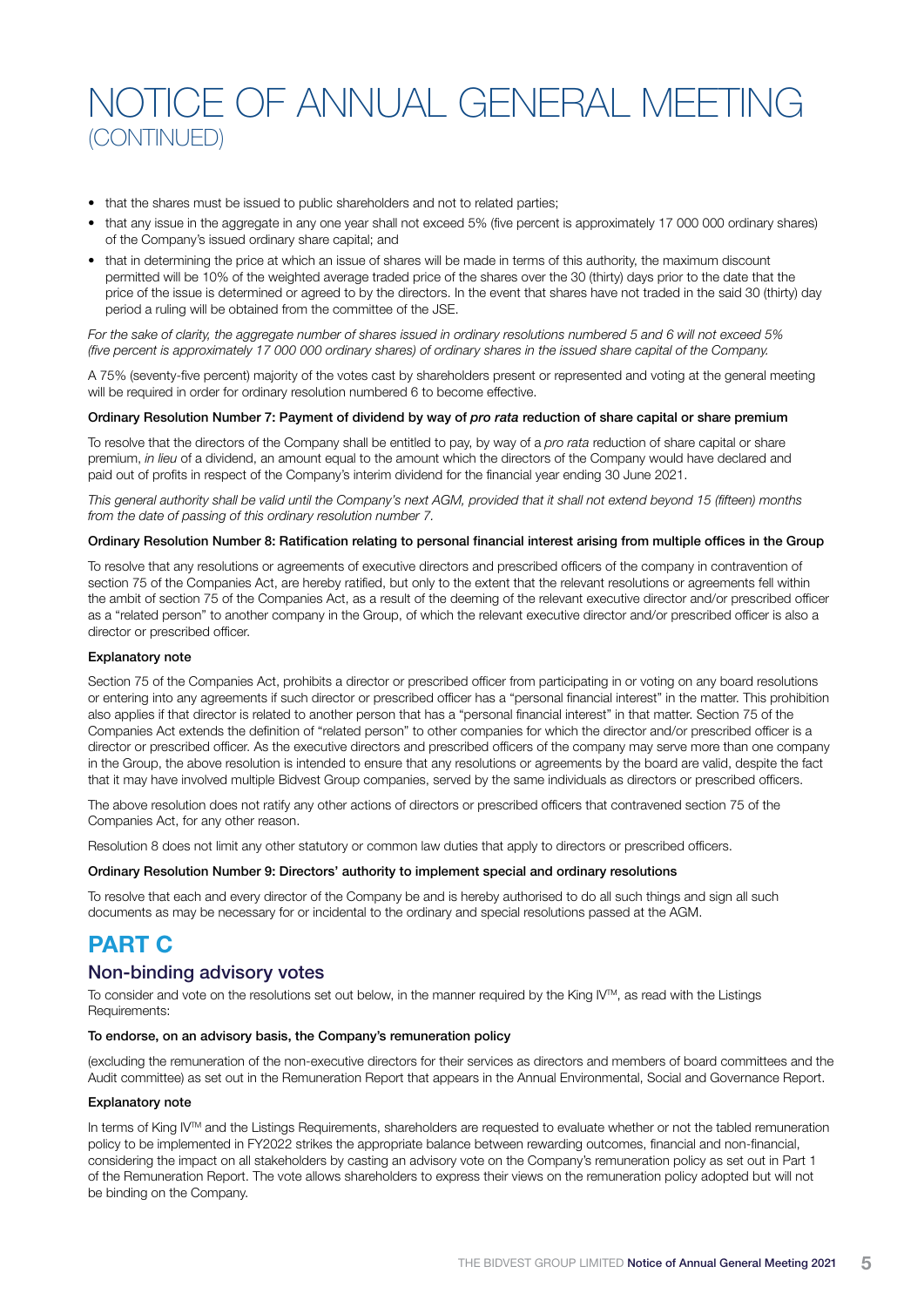# NOTICE OF ANNUAL GENERAL MEETING (CONTINUED)

- that the shares must be issued to public shareholders and not to related parties;
- that any issue in the aggregate in any one year shall not exceed 5% (five percent is approximately 17 000 000 ordinary shares) of the Company's issued ordinary share capital; and
- that in determining the price at which an issue of shares will be made in terms of this authority, the maximum discount permitted will be 10% of the weighted average traded price of the shares over the 30 (thirty) days prior to the date that the price of the issue is determined or agreed to by the directors. In the event that shares have not traded in the said 30 (thirty) day period a ruling will be obtained from the committee of the JSE.

*For the sake of clarity, the aggregate number of shares issued in ordinary resolutions numbered 5 and 6 will not exceed 5% (five percent is approximately 17 000 000 ordinary shares) of ordinary shares in the issued share capital of the Company.*

A 75% (seventy-five percent) majority of the votes cast by shareholders present or represented and voting at the general meeting will be required in order for ordinary resolution numbered 6 to become effective.

**Ordinary Resolution Number 7: Payment of dividend by way of *pro rata* reduction of share capital or share premium**

To resolve that the directors of the Company shall be entitled to pay, by way of a *pro rata* reduction of share capital or share premium, *in lieu* of a dividend, an amount equal to the amount which the directors of the Company would have declared and paid out of profits in respect of the Company's interim dividend for the financial year ending 30 June 2021.

*This general authority shall be valid until the Company's next AGM, provided that it shall not extend beyond 15 (fifteen) months from the date of passing of this ordinary resolution number 7.*

**Ordinary Resolution Number 8: Ratification relating to personal financial interest arising from multiple offices in the Group**

To resolve that any resolutions or agreements of executive directors and prescribed officers of the company in contravention of section 75 of the Companies Act, are hereby ratified, but only to the extent that the relevant resolutions or agreements fell within the ambit of section 75 of the Companies Act, as a result of the deeming of the relevant executive director and/or prescribed officer as a "related person" to another company in the Group, of which the relevant executive director and/or prescribed officer is also a director or prescribed officer.

**Explanatory note**

Section 75 of the Companies Act, prohibits a director or prescribed officer from participating in or voting on any board resolutions or entering into any agreements if such director or prescribed officer has a "personal financial interest" in the matter. This prohibition also applies if that director is related to another person that has a "personal financial interest" in that matter. Section 75 of the Companies Act extends the definition of "related person" to other companies for which the director and/or prescribed officer is a director or prescribed officer. As the executive directors and prescribed officers of the company may serve more than one company in the Group, the above resolution is intended to ensure that any resolutions or agreements by the board are valid, despite the fact that it may have involved multiple Bidvest Group companies, served by the same individuals as directors or prescribed officers.

The above resolution does not ratify any other actions of directors or prescribed officers that contravened section 75 of the Companies Act, for any other reason.

Resolution 8 does not limit any other statutory or common law duties that apply to directors or prescribed officers.

**Ordinary Resolution Number 9: Directors' authority to implement special and ordinary resolutions**

To resolve that each and every director of the Company be and is hereby authorised to do all such things and sign all such documents as may be necessary for or incidental to the ordinary and special resolutions passed at the AGM.

## PART C

### Non-binding advisory votes

To consider and vote on the resolutions set out below, in the manner required by the King IV™, as read with the Listings Requirements:

**To endorse, on an advisory basis, the Company's remuneration policy**

(excluding the remuneration of the non-executive directors for their services as directors and members of board committees and the Audit committee) as set out in the Remuneration Report that appears in the Annual Environmental, Social and Governance Report.

**Explanatory note**

In terms of King IV™ and the Listings Requirements, shareholders are requested to evaluate whether or not the tabled remuneration policy to be implemented in FY2022 strikes the appropriate balance between rewarding outcomes, financial and non-financial, considering the impact on all stakeholders by casting an advisory vote on the Company's remuneration policy as set out in Part 1 of the Remuneration Report. The vote allows shareholders to express their views on the remuneration policy adopted but will not be binding on the Company.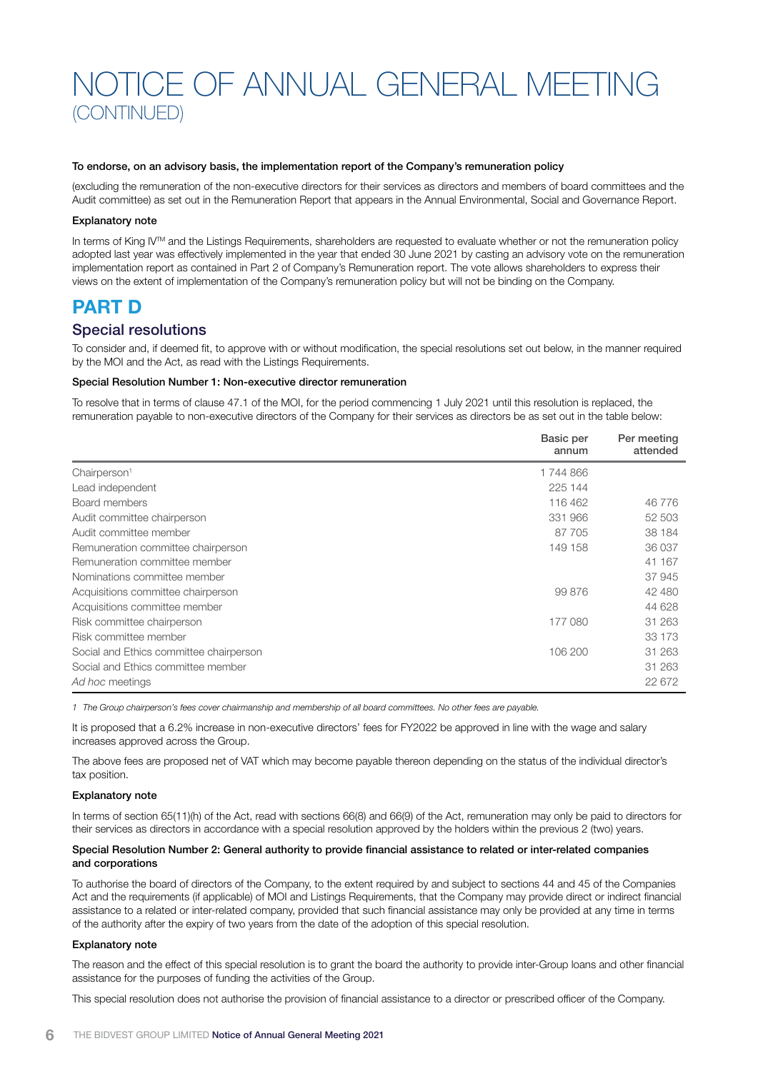# NOTICE OF ANNUAL GENERAL MEETING
(CONTINUED)

**To endorse, on an advisory basis, the implementation report of the Company's remuneration policy**

(excluding the remuneration of the non-executive directors for their services as directors and members of board committees and the Audit committee) as set out in the Remuneration Report that appears in the Annual Environmental, Social and Governance Report.

**Explanatory note**

In terms of King IV™ and the Listings Requirements, shareholders are requested to evaluate whether or not the remuneration policy adopted last year was effectively implemented in the year that ended 30 June 2021 by casting an advisory vote on the remuneration implementation report as contained in Part 2 of Company's Remuneration report. The vote allows shareholders to express their views on the extent of implementation of the Company's remuneration policy but will not be binding on the Company.

## PART D

### Special resolutions

To consider and, if deemed fit, to approve with or without modification, the special resolutions set out below, in the manner required by the MOI and the Act, as read with the Listings Requirements.

**Special Resolution Number 1: Non-executive director remuneration**

To resolve that in terms of clause 47.1 of the MOI, for the period commencing 1 July 2021 until this resolution is replaced, the remuneration payable to non-executive directors of the Company for their services as directors be as set out in the table below:

| | Basic per annum | Per meeting attended |
|---|---|---|
| Chairperson[1] | 1 744 866 | |
| Lead independent | 225 144 | |
| Board members | 116 462 | 46 776 |
| Audit committee chairperson | 331 966 | 52 503 |
| Audit committee member | 87 705 | 38 184 |
| Remuneration committee chairperson | 149 158 | 36 037 |
| Remuneration committee member | | 41 167 |
| Nominations committee member | | 37 945 |
| Acquisitions committee chairperson | 99 876 | 42 480 |
| Acquisitions committee member | | 44 628 |
| Risk committee chairperson | 177 080 | 31 263 |
| Risk committee member | | 33 173 |
| Social and Ethics committee chairperson | 106 200 | 31 263 |
| Social and Ethics committee member | | 31 263 |
| *Ad hoc* meetings | | 22 672 |

*1 The Group chairperson's fees cover chairmanship and membership of all board committees. No other fees are payable.*

It is proposed that a 6.2% increase in non-executive directors' fees for FY2022 be approved in line with the wage and salary increases approved across the Group.

The above fees are proposed net of VAT which may become payable thereon depending on the status of the individual director's tax position.

**Explanatory note**

In terms of section 65(11)(h) of the Act, read with sections 66(8) and 66(9) of the Act, remuneration may only be paid to directors for their services as directors in accordance with a special resolution approved by the holders within the previous 2 (two) years.

**Special Resolution Number 2: General authority to provide financial assistance to related or inter-related companies and corporations**

To authorise the board of directors of the Company, to the extent required by and subject to sections 44 and 45 of the Companies Act and the requirements (if applicable) of MOI and Listings Requirements, that the Company may provide direct or indirect financial assistance to a related or inter-related company, provided that such financial assistance may only be provided at any time in terms of the authority after the expiry of two years from the date of the adoption of this special resolution.

**Explanatory note**

The reason and the effect of this special resolution is to grant the board the authority to provide inter-Group loans and other financial assistance for the purposes of funding the activities of the Group.

This special resolution does not authorise the provision of financial assistance to a director or prescribed officer of the Company.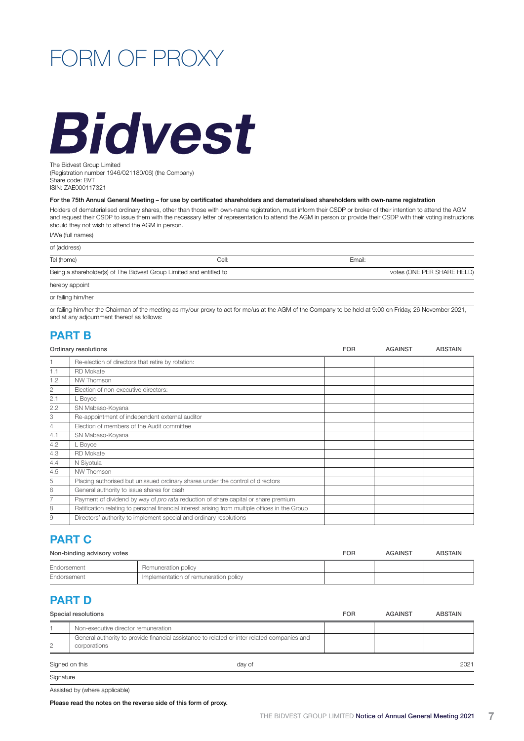# FORM OF PROXY

**Bidvest**

The Bidvest Group Limited
(Registration number 1946/021180/06) (the Company)
Share code: BVT
ISIN: ZAE000117321

**For the 75th Annual General Meeting – for use by certificated shareholders and dematerialised shareholders with own-name registration**

Holders of dematerialised ordinary shares, other than those with own-name registration, must inform their CSDP or broker of their intention to attend the AGM and request their CSDP to issue them with the necessary letter of representation to attend the AGM in person or provide their CSDP with their voting instructions should they not wish to attend the AGM in person.

I/We (full names)

of (address)

Tel (home) Cell: Email:

Being a shareholder(s) of The Bidvest Group Limited and entitled to votes (ONE PER SHARE HELD)

hereby appoint

or failing him/her

or failing him/her the Chairman of the meeting as my/our proxy to act for me/us at the AGM of the Company to be held at 9:00 on Friday, 26 November 2021, and at any adjournment thereof as follows:

## PART B

| Ordinary resolutions | | FOR | AGAINST | ABSTAIN |
|---|---|---|---|---|
| 1 | Re-election of directors that retire by rotation: | | | |
| 1.1 | RD Mokate | | | |
| 1.2 | NW Thomson | | | |
| 2 | Election of non-executive directors: | | | |
| 2.1 | L Boyce | | | |
| 2.2 | SN Mabaso-Koyana | | | |
| 3 | Re-appointment of independent external auditor | | | |
| 4 | Election of members of the Audit committee | | | |
| 4.1 | SN Mabaso-Koyana | | | |
| 4.2 | L Boyce | | | |
| 4.3 | RD Mokate | | | |
| 4.4 | N Siyotula | | | |
| 4.5 | NW Thomson | | | |
| 5 | Placing authorised but unissued ordinary shares under the control of directors | | | |
| 6 | General authority to issue shares for cash | | | |
| 7 | Payment of dividend by way of *pro rata* reduction of share capital or share premium | | | |
| 8 | Ratification relating to personal financial interest arising from multiple offices in the Group | | | |
| 9 | Directors' authority to implement special and ordinary resolutions | | | |

## PART C

| Non-binding advisory votes | | FOR | AGAINST | ABSTAIN |
|---|---|---|---|---|
| Endorsement | Remuneration policy | | | |
| Endorsement | Implementation of remuneration policy | | | |

## PART D

| Special resolutions | | FOR | AGAINST | ABSTAIN |
|---|---|---|---|---|
| 1 | Non-executive director remuneration | | | |
| 2 | General authority to provide financial assistance to related or inter-related companies and corporations | | | |

Signed on this day of 2021

Signature

Assisted by (where applicable)

**Please read the notes on the reverse side of this form of proxy.**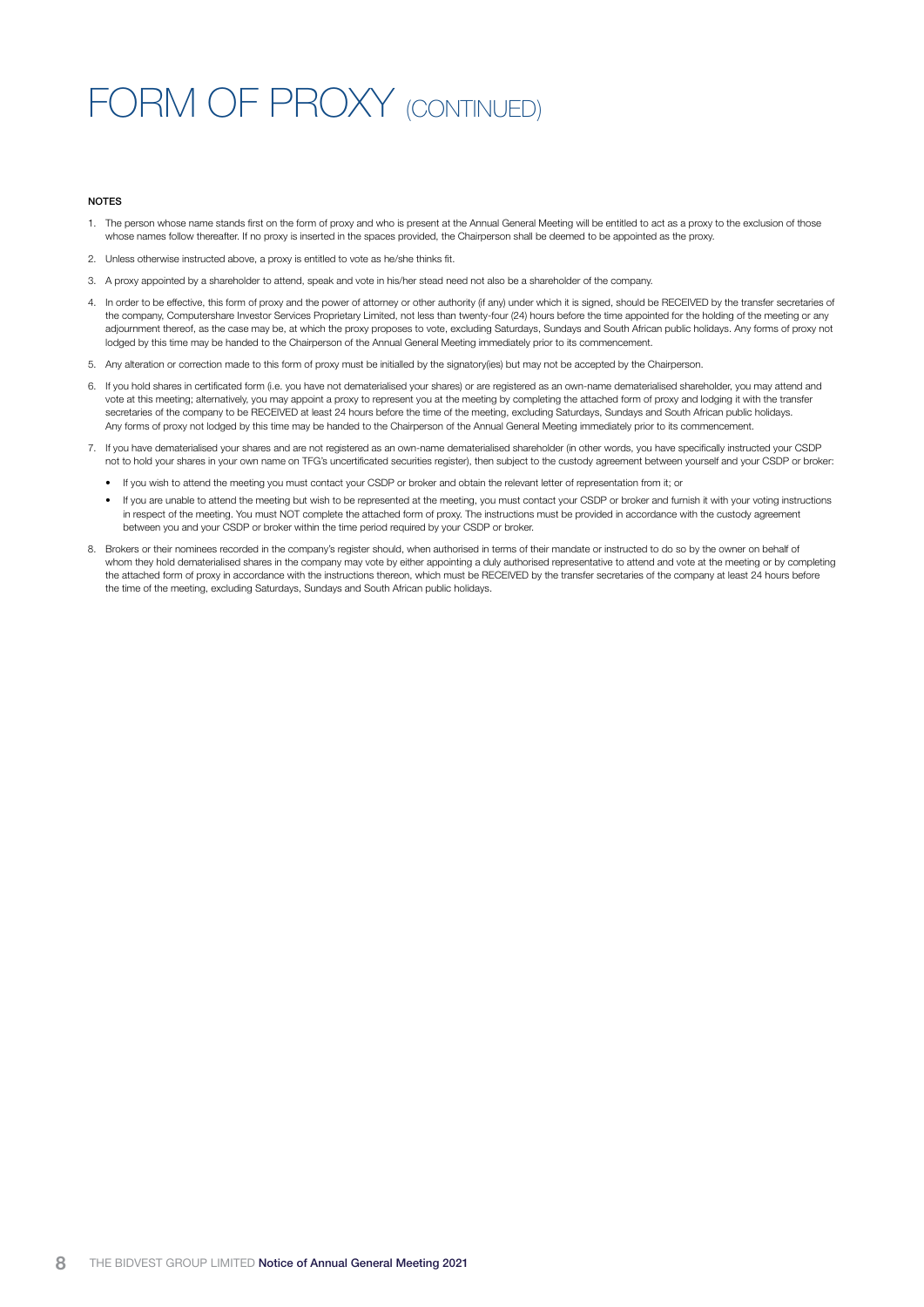# FORM OF PROXY (CONTINUED)

**NOTES**

1. The person whose name stands first on the form of proxy and who is present at the Annual General Meeting will be entitled to act as a proxy to the exclusion of those whose names follow thereafter. If no proxy is inserted in the spaces provided, the Chairperson shall be deemed to be appointed as the proxy.
2. Unless otherwise instructed above, a proxy is entitled to vote as he/she thinks fit.
3. A proxy appointed by a shareholder to attend, speak and vote in his/her stead need not also be a shareholder of the company.
4. In order to be effective, this form of proxy and the power of attorney or other authority (if any) under which it is signed, should be RECEIVED by the transfer secretaries of the company, Computershare Investor Services Proprietary Limited, not less than twenty-four (24) hours before the time appointed for the holding of the meeting or any adjournment thereof, as the case may be, at which the proxy proposes to vote, excluding Saturdays, Sundays and South African public holidays. Any forms of proxy not lodged by this time may be handed to the Chairperson of the Annual General Meeting immediately prior to its commencement.
5. Any alteration or correction made to this form of proxy must be initialled by the signatory(ies) but may not be accepted by the Chairperson.
6. If you hold shares in certificated form (i.e. you have not dematerialised your shares) or are registered as an own-name dematerialised shareholder, you may attend and vote at this meeting; alternatively, you may appoint a proxy to represent you at the meeting by completing the attached form of proxy and lodging it with the transfer secretaries of the company to be RECEIVED at least 24 hours before the time of the meeting, excluding Saturdays, Sundays and South African public holidays. Any forms of proxy not lodged by this time may be handed to the Chairperson of the Annual General Meeting immediately prior to its commencement.
7. If you have dematerialised your shares and are not registered as an own-name dematerialised shareholder (in other words, you have specifically instructed your CSDP not to hold your shares in your own name on TFG's uncertificated securities register), then subject to the custody agreement between yourself and your CSDP or broker:
   - If you wish to attend the meeting you must contact your CSDP or broker and obtain the relevant letter of representation from it; or
   - If you are unable to attend the meeting but wish to be represented at the meeting, you must contact your CSDP or broker and furnish it with your voting instructions in respect of the meeting. You must NOT complete the attached form of proxy. The instructions must be provided in accordance with the custody agreement between you and your CSDP or broker within the time period required by your CSDP or broker.
8. Brokers or their nominees recorded in the company's register should, when authorised in terms of their mandate or instructed to do so by the owner on behalf of whom they hold dematerialised shares in the company may vote by either appointing a duly authorised representative to attend and vote at the meeting or by completing the attached form of proxy in accordance with the instructions thereon, which must be RECEIVED by the transfer secretaries of the company at least 24 hours before the time of the meeting, excluding Saturdays, Sundays and South African public holidays.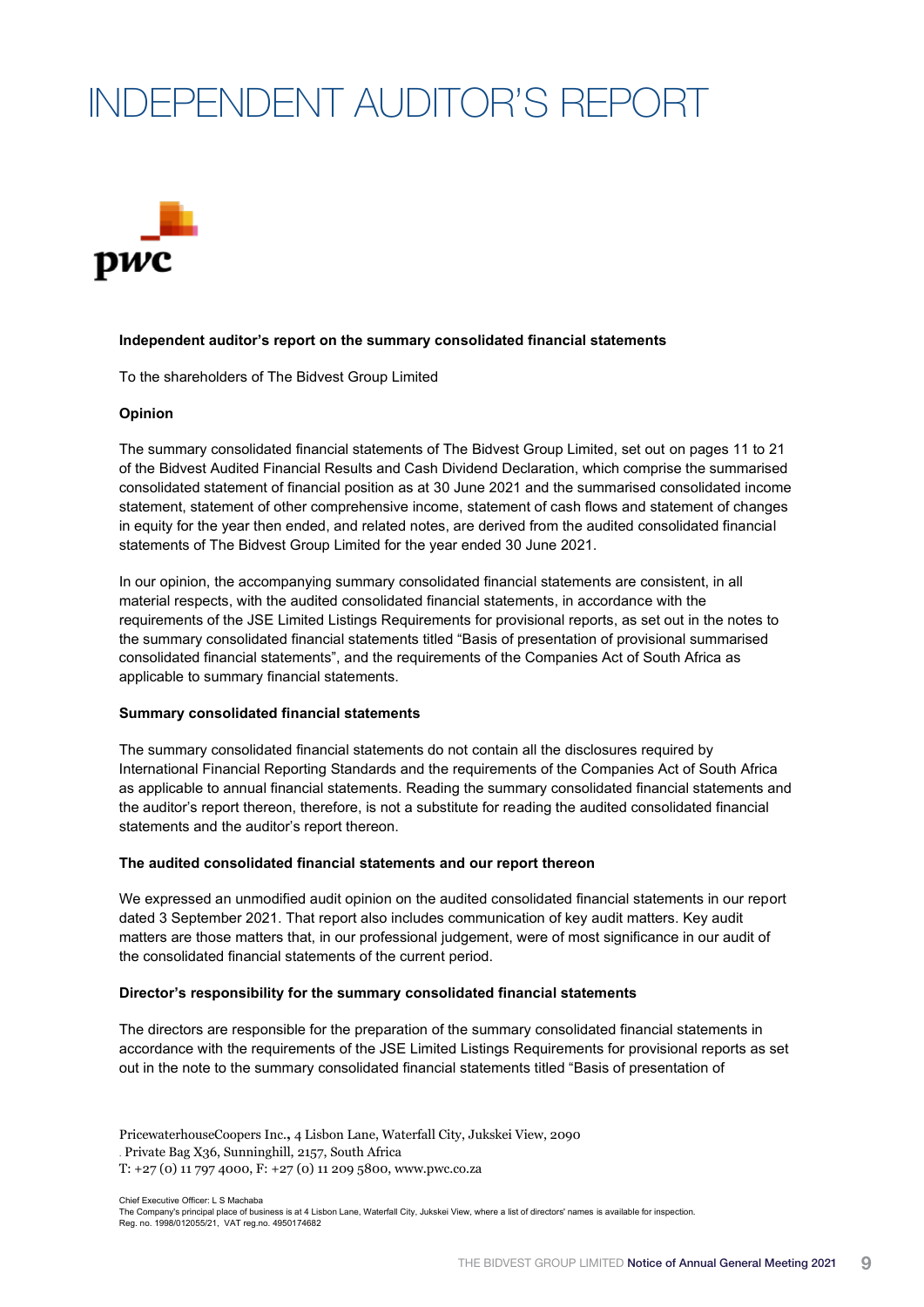# INDEPENDENT AUDITOR'S REPORT

**Independent auditor's report on the summary consolidated financial statements**

To the shareholders of The Bidvest Group Limited

**Opinion**

The summary consolidated financial statements of The Bidvest Group Limited, set out on pages 11 to 21 of the Bidvest Audited Financial Results and Cash Dividend Declaration, which comprise the summarised consolidated statement of financial position as at 30 June 2021 and the summarised consolidated income statement, statement of other comprehensive income, statement of cash flows and statement of changes in equity for the year then ended, and related notes, are derived from the audited consolidated financial statements of The Bidvest Group Limited for the year ended 30 June 2021.

In our opinion, the accompanying summary consolidated financial statements are consistent, in all material respects, with the audited consolidated financial statements, in accordance with the requirements of the JSE Limited Listings Requirements for provisional reports, as set out in the notes to the summary consolidated financial statements titled "Basis of presentation of provisional summarised consolidated financial statements", and the requirements of the Companies Act of South Africa as applicable to summary financial statements.

**Summary consolidated financial statements**

The summary consolidated financial statements do not contain all the disclosures required by International Financial Reporting Standards and the requirements of the Companies Act of South Africa as applicable to annual financial statements. Reading the summary consolidated financial statements and the auditor's report thereon, therefore, is not a substitute for reading the audited consolidated financial statements and the auditor's report thereon.

**The audited consolidated financial statements and our report thereon**

We expressed an unmodified audit opinion on the audited consolidated financial statements in our report dated 3 September 2021. That report also includes communication of key audit matters. Key audit matters are those matters that, in our professional judgement, were of most significance in our audit of the consolidated financial statements of the current period.

**Director's responsibility for the summary consolidated financial statements**

The directors are responsible for the preparation of the summary consolidated financial statements in accordance with the requirements of the JSE Limited Listings Requirements for provisional reports as set out in the note to the summary consolidated financial statements titled "Basis of presentation of

PricewaterhouseCoopers Inc., 4 Lisbon Lane, Waterfall City, Jukskei View, 2090
Private Bag X36, Sunninghill, 2157, South Africa
T: +27 (0) 11 797 4000, F: +27 (0) 11 209 5800, www.pwc.co.za

Chief Executive Officer: L S Machaba
The Company's principal place of business is at 4 Lisbon Lane, Waterfall City, Jukskei View, where a list of directors' names is available for inspection.
Reg. no. 1998/012055/21, VAT reg.no. 4950174682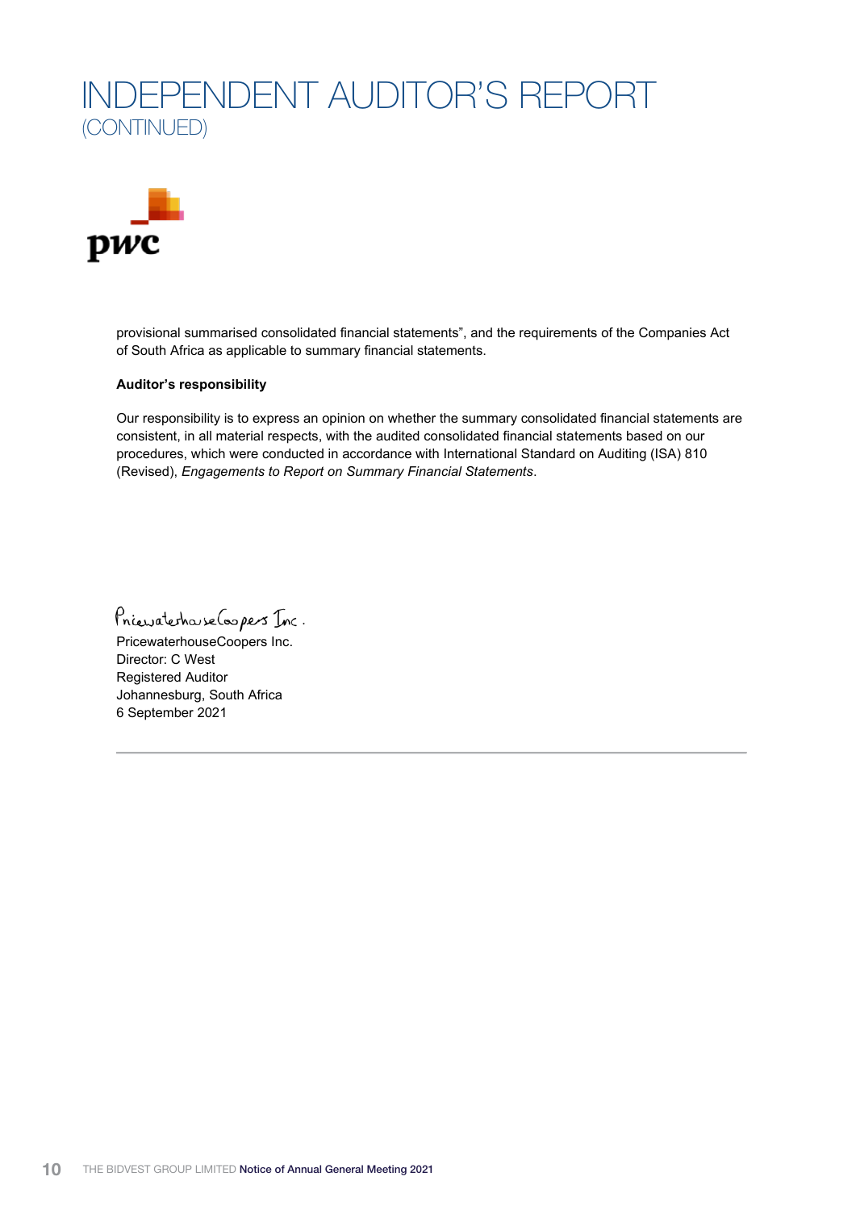# INDEPENDENT AUDITOR'S REPORT
(CONTINUED)

provisional summarised consolidated financial statements", and the requirements of the Companies Act of South Africa as applicable to summary financial statements.

**Auditor's responsibility**

Our responsibility is to express an opinion on whether the summary consolidated financial statements are consistent, in all material respects, with the audited consolidated financial statements based on our procedures, which were conducted in accordance with International Standard on Auditing (ISA) 810 (Revised), *Engagements to Report on Summary Financial Statements*.

PricewaterhouseCoopers Inc.
Director: C West
Registered Auditor
Johannesburg, South Africa
6 September 2021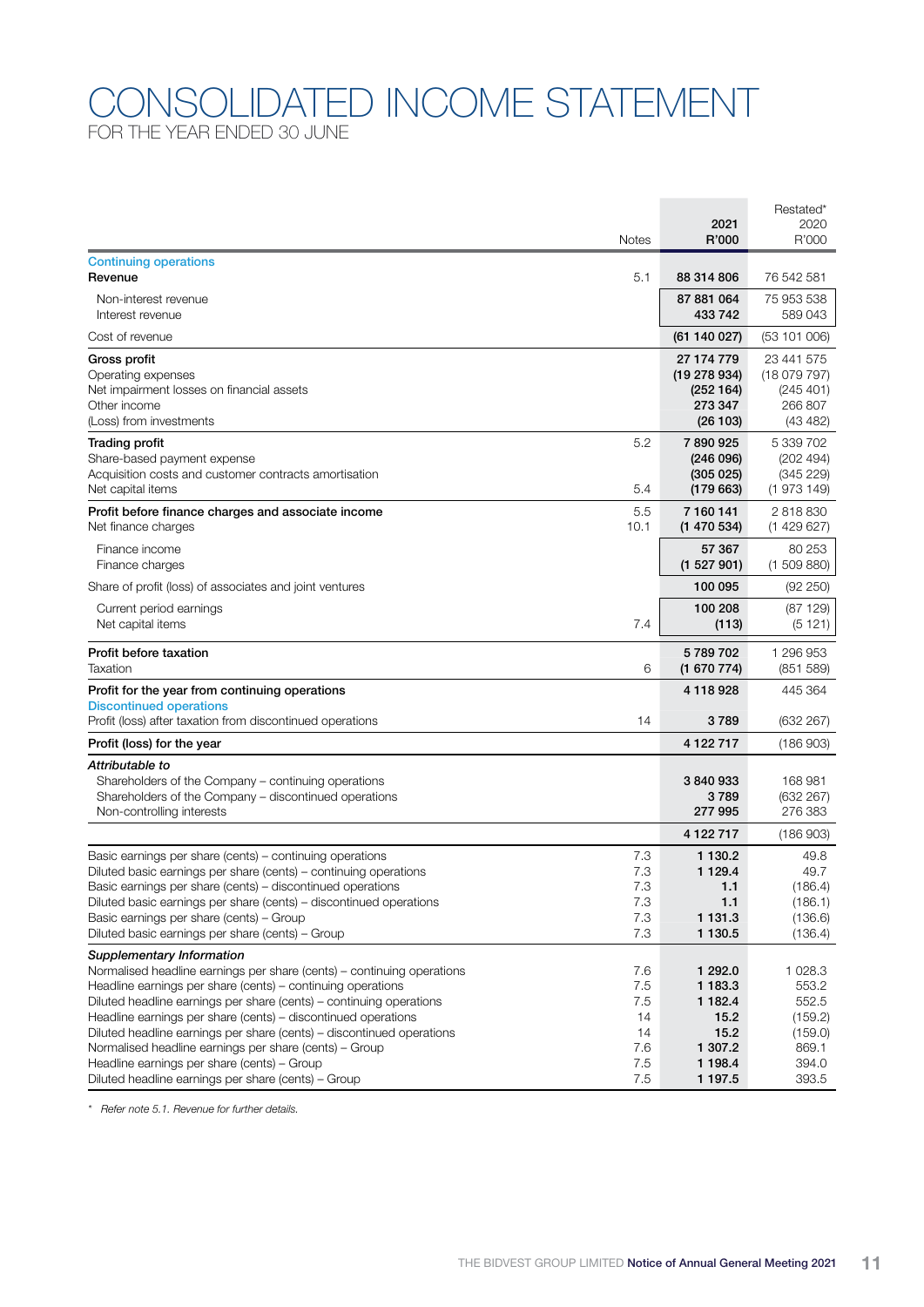# CONSOLIDATED INCOME STATEMENT

FOR THE YEAR ENDED 30 JUNE

| | Notes | 2021 R'000 | Restated* 2020 R'000 |
|---|---|---|---|
| **Continuing operations** | | | |
| **Revenue** | 5.1 | **88 314 806** | 76 542 581 |
| Non-interest revenue | | **87 881 064** | 75 953 538 |
| Interest revenue | | **433 742** | 589 043 |
| Cost of revenue | | **(61 140 027)** | (53 101 006) |
| **Gross profit** | | **27 174 779** | 23 441 575 |
| Operating expenses | | **(19 278 934)** | (18 079 797) |
| Net impairment losses on financial assets | | **(252 164)** | (245 401) |
| Other income | | **273 347** | 266 807 |
| (Loss) from investments | | **(26 103)** | (43 482) |
| **Trading profit** | 5.2 | **7 890 925** | 5 339 702 |
| Share-based payment expense | | **(246 096)** | (202 494) |
| Acquisition costs and customer contracts amortisation | | **(305 025)** | (345 229) |
| Net capital items | 5.4 | **(179 663)** | (1 973 149) |
| **Profit before finance charges and associate income** | 5.5 | **7 160 141** | 2 818 830 |
| Net finance charges | 10.1 | **(1 470 534)** | (1 429 627) |
| Finance income | | **57 367** | 80 253 |
| Finance charges | | **(1 527 901)** | (1 509 880) |
| Share of profit (loss) of associates and joint ventures | | **100 095** | (92 250) |
| Current period earnings | | **100 208** | (87 129) |
| Net capital items | 7.4 | **(113)** | (5 121) |
| **Profit before taxation** | | **5 789 702** | 1 296 953 |
| Taxation | 6 | **(1 670 774)** | (851 589) |
| **Profit for the year from continuing operations** | | **4 118 928** | 445 364 |
| **Discontinued operations** | | | |
| Profit (loss) after taxation from discontinued operations | 14 | **3 789** | (632 267) |
| **Profit (loss) for the year** | | **4 122 717** | (186 903) |
| ***Attributable to*** | | | |
| Shareholders of the Company – continuing operations | | **3 840 933** | 168 981 |
| Shareholders of the Company – discontinued operations | | **3 789** | (632 267) |
| Non-controlling interests | | **277 995** | 276 383 |
| | | **4 122 717** | (186 903) |
| Basic earnings per share (cents) – continuing operations | 7.3 | **1 130.2** | 49.8 |
| Diluted basic earnings per share (cents) – continuing operations | 7.3 | **1 129.4** | 49.7 |
| Basic earnings per share (cents) – discontinued operations | 7.3 | **1.1** | (186.4) |
| Diluted basic earnings per share (cents) – discontinued operations | 7.3 | **1.1** | (186.1) |
| Basic earnings per share (cents) – Group | 7.3 | **1 131.3** | (136.6) |
| Diluted basic earnings per share (cents) – Group | 7.3 | **1 130.5** | (136.4) |
| ***Supplementary Information*** | | | |
| Normalised headline earnings per share (cents) – continuing operations | 7.6 | **1 292.0** | 1 028.3 |
| Headline earnings per share (cents) – continuing operations | 7.5 | **1 183.3** | 553.2 |
| Diluted headline earnings per share (cents) – continuing operations | 7.5 | **1 182.4** | 552.5 |
| Headline earnings per share (cents) – discontinued operations | 14 | **15.2** | (159.2) |
| Diluted headline earnings per share (cents) – discontinued operations | 14 | **15.2** | (159.0) |
| Normalised headline earnings per share (cents) – Group | 7.6 | **1 307.2** | 869.1 |
| Headline earnings per share (cents) – Group | 7.5 | **1 198.4** | 394.0 |
| Diluted headline earnings per share (cents) – Group | 7.5 | **1 197.5** | 393.5 |

\* *Refer note 5.1. Revenue for further details.*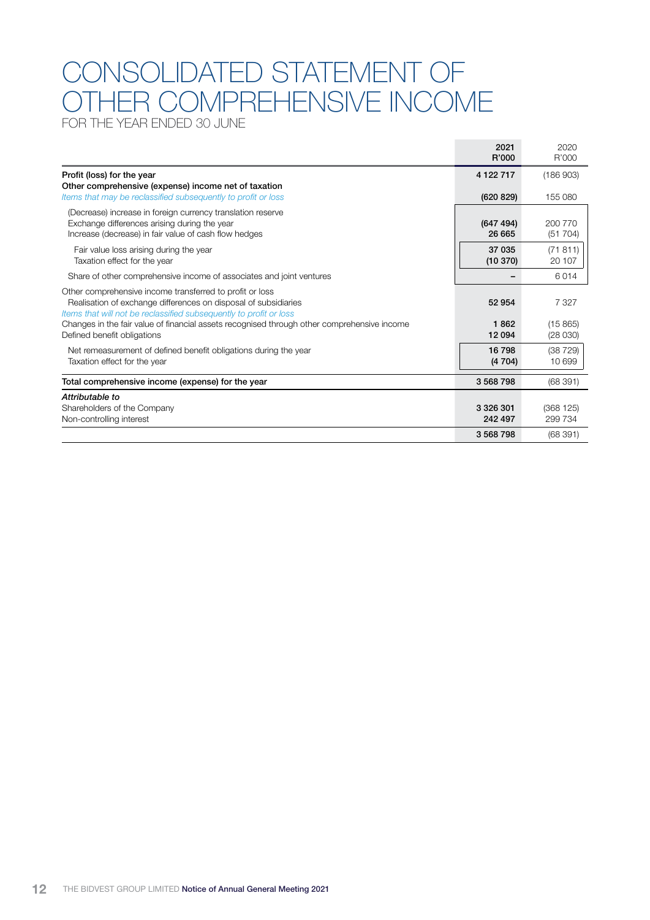# CONSOLIDATED STATEMENT OF OTHER COMPREHENSIVE INCOME

FOR THE YEAR ENDED 30 JUNE

| | 2021 R'000 | 2020 R'000 |
|---|---|---|
| **Profit (loss) for the year** | **4 122 717** | (186 903) |
| **Other comprehensive (expense) income net of taxation** | | |
| *Items that may be reclassified subsequently to profit or loss* | **(620 829)** | 155 080 |
| (Decrease) increase in foreign currency translation reserve | | |
| Exchange differences arising during the year | **(647 494)** | 200 770 |
| Increase (decrease) in fair value of cash flow hedges | **26 665** | (51 704) |
| Fair value loss arising during the year | **37 035** | (71 811) |
| Taxation effect for the year | **(10 370)** | 20 107 |
| Share of other comprehensive income of associates and joint ventures | **–** | 6 014 |
| Other comprehensive income transferred to profit or loss | | |
| Realisation of exchange differences on disposal of subsidiaries | **52 954** | 7 327 |
| *Items that will not be reclassified subsequently to profit or loss* | | |
| Changes in the fair value of financial assets recognised through other comprehensive income | **1 862** | (15 865) |
| Defined benefit obligations | **12 094** | (28 030) |
| Net remeasurement of defined benefit obligations during the year | **16 798** | (38 729) |
| Taxation effect for the year | **(4 704)** | 10 699 |
| **Total comprehensive income (expense) for the year** | **3 568 798** | (68 391) |
| ***Attributable to*** | | |
| Shareholders of the Company | **3 326 301** | (368 125) |
| Non-controlling interest | **242 497** | 299 734 |
| | **3 568 798** | (68 391) |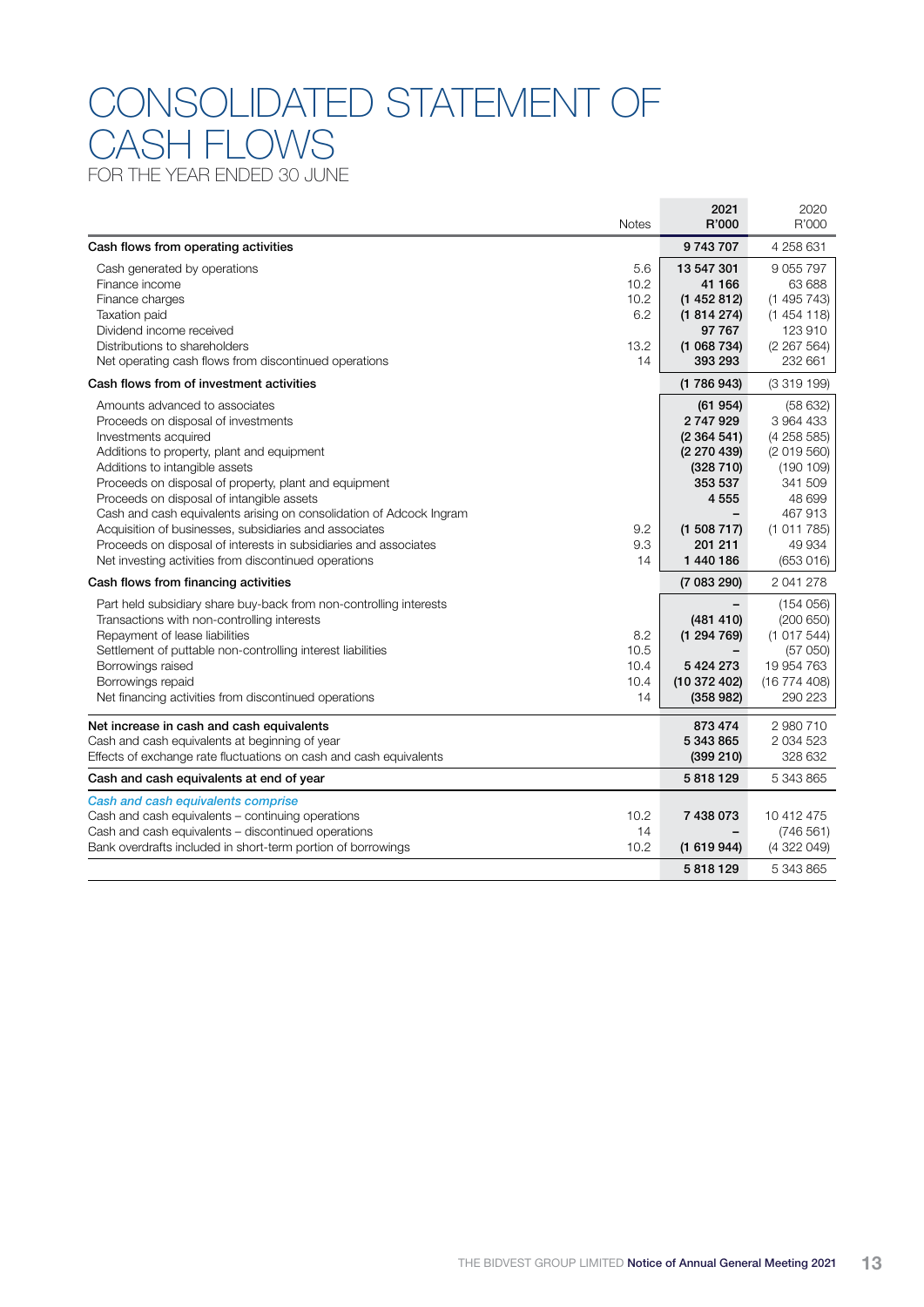# CONSOLIDATED STATEMENT OF CASH FLOWS

FOR THE YEAR ENDED 30 JUNE

| | Notes | 2021 R'000 | 2020 R'000 |
|---|---|---|---|
| **Cash flows from operating activities** | | **9 743 707** | 4 258 631 |
| Cash generated by operations | 5.6 | **13 547 301** | 9 055 797 |
| Finance income | 10.2 | **41 166** | 63 688 |
| Finance charges | 10.2 | **(1 452 812)** | (1 495 743) |
| Taxation paid | 6.2 | **(1 814 274)** | (1 454 118) |
| Dividend income received | | **97 767** | 123 910 |
| Distributions to shareholders | 13.2 | **(1 068 734)** | (2 267 564) |
| Net operating cash flows from discontinued operations | 14 | **393 293** | 232 661 |
| **Cash flows from of investment activities** | | **(1 786 943)** | (3 319 199) |
| Amounts advanced to associates | | **(61 954)** | (58 632) |
| Proceeds on disposal of investments | | **2 747 929** | 3 964 433 |
| Investments acquired | | **(2 364 541)** | (4 258 585) |
| Additions to property, plant and equipment | | **(2 270 439)** | (2 019 560) |
| Additions to intangible assets | | **(328 710)** | (190 109) |
| Proceeds on disposal of property, plant and equipment | | **353 537** | 341 509 |
| Proceeds on disposal of intangible assets | | **4 555** | 48 699 |
| Cash and cash equivalents arising on consolidation of Adcock Ingram | | **–** | 467 913 |
| Acquisition of businesses, subsidiaries and associates | 9.2 | **(1 508 717)** | (1 011 785) |
| Proceeds on disposal of interests in subsidiaries and associates | 9.3 | **201 211** | 49 934 |
| Net investing activities from discontinued operations | 14 | **1 440 186** | (653 016) |
| **Cash flows from financing activities** | | **(7 083 290)** | 2 041 278 |
| Part held subsidiary share buy-back from non-controlling interests | | **–** | (154 056) |
| Transactions with non-controlling interests | | **(481 410)** | (200 650) |
| Repayment of lease liabilities | 8.2 | **(1 294 769)** | (1 017 544) |
| Settlement of puttable non-controlling interest liabilities | 10.5 | **–** | (57 050) |
| Borrowings raised | 10.4 | **5 424 273** | 19 954 763 |
| Borrowings repaid | 10.4 | **(10 372 402)** | (16 774 408) |
| Net financing activities from discontinued operations | 14 | **(358 982)** | 290 223 |
| **Net increase in cash and cash equivalents** | | **873 474** | 2 980 710 |
| Cash and cash equivalents at beginning of year | | **5 343 865** | 2 034 523 |
| Effects of exchange rate fluctuations on cash and cash equivalents | | **(399 210)** | 328 632 |
| **Cash and cash equivalents at end of year** | | **5 818 129** | 5 343 865 |
| ***Cash and cash equivalents comprise*** | | | |
| Cash and cash equivalents – continuing operations | 10.2 | **7 438 073** | 10 412 475 |
| Cash and cash equivalents – discontinued operations | 14 | **–** | (746 561) |
| Bank overdrafts included in short-term portion of borrowings | 10.2 | **(1 619 944)** | (4 322 049) |
| | | **5 818 129** | 5 343 865 |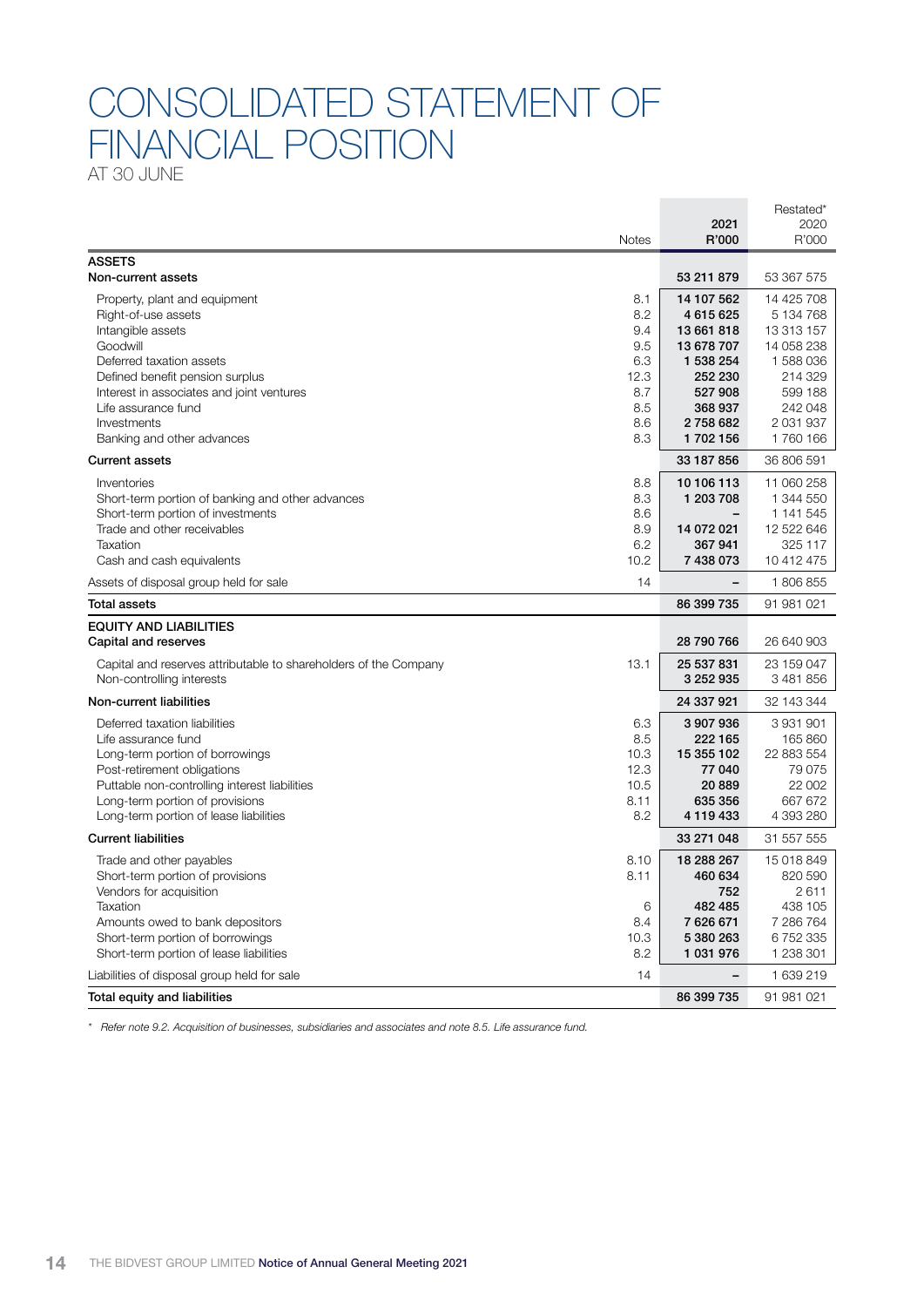# CONSOLIDATED STATEMENT OF FINANCIAL POSITION

AT 30 JUNE

| | Notes | 2021 R'000 | Restated* 2020 R'000 |
|---|---|---|---|
| **ASSETS** | | | |
| **Non-current assets** | | **53 211 879** | 53 367 575 |
| Property, plant and equipment | 8.1 | **14 107 562** | 14 425 708 |
| Right-of-use assets | 8.2 | **4 615 625** | 5 134 768 |
| Intangible assets | 9.4 | **13 661 818** | 13 313 157 |
| Goodwill | 9.5 | **13 678 707** | 14 058 238 |
| Deferred taxation assets | 6.3 | **1 538 254** | 1 588 036 |
| Defined benefit pension surplus | 12.3 | **252 230** | 214 329 |
| Interest in associates and joint ventures | 8.7 | **527 908** | 599 188 |
| Life assurance fund | 8.5 | **368 937** | 242 048 |
| Investments | 8.6 | **2 758 682** | 2 031 937 |
| Banking and other advances | 8.3 | **1 702 156** | 1 760 166 |
| **Current assets** | | **33 187 856** | 36 806 591 |
| Inventories | 8.8 | **10 106 113** | 11 060 258 |
| Short-term portion of banking and other advances | 8.3 | **1 203 708** | 1 344 550 |
| Short-term portion of investments | 8.6 | **–** | 1 141 545 |
| Trade and other receivables | 8.9 | **14 072 021** | 12 522 646 |
| Taxation | 6.2 | **367 941** | 325 117 |
| Cash and cash equivalents | 10.2 | **7 438 073** | 10 412 475 |
| Assets of disposal group held for sale | 14 | **–** | 1 806 855 |
| **Total assets** | | **86 399 735** | 91 981 021 |
| **EQUITY AND LIABILITIES** | | | |
| **Capital and reserves** | | **28 790 766** | 26 640 903 |
| Capital and reserves attributable to shareholders of the Company | 13.1 | **25 537 831** | 23 159 047 |
| Non-controlling interests | | **3 252 935** | 3 481 856 |
| **Non-current liabilities** | | **24 337 921** | 32 143 344 |
| Deferred taxation liabilities | 6.3 | **3 907 936** | 3 931 901 |
| Life assurance fund | 8.5 | **222 165** | 165 860 |
| Long-term portion of borrowings | 10.3 | **15 355 102** | 22 883 554 |
| Post-retirement obligations | 12.3 | **77 040** | 79 075 |
| Puttable non-controlling interest liabilities | 10.5 | **20 889** | 22 002 |
| Long-term portion of provisions | 8.11 | **635 356** | 667 672 |
| Long-term portion of lease liabilities | 8.2 | **4 119 433** | 4 393 280 |
| **Current liabilities** | | **33 271 048** | 31 557 555 |
| Trade and other payables | 8.10 | **18 288 267** | 15 018 849 |
| Short-term portion of provisions | 8.11 | **460 634** | 820 590 |
| Vendors for acquisition | | **752** | 2 611 |
| Taxation | 6 | **482 485** | 438 105 |
| Amounts owed to bank depositors | 8.4 | **7 626 671** | 7 286 764 |
| Short-term portion of borrowings | 10.3 | **5 380 263** | 6 752 335 |
| Short-term portion of lease liabilities | 8.2 | **1 031 976** | 1 238 301 |
| Liabilities of disposal group held for sale | 14 | **–** | 1 639 219 |
| **Total equity and liabilities** | | **86 399 735** | 91 981 021 |

\* *Refer note 9.2. Acquisition of businesses, subsidiaries and associates and note 8.5. Life assurance fund.*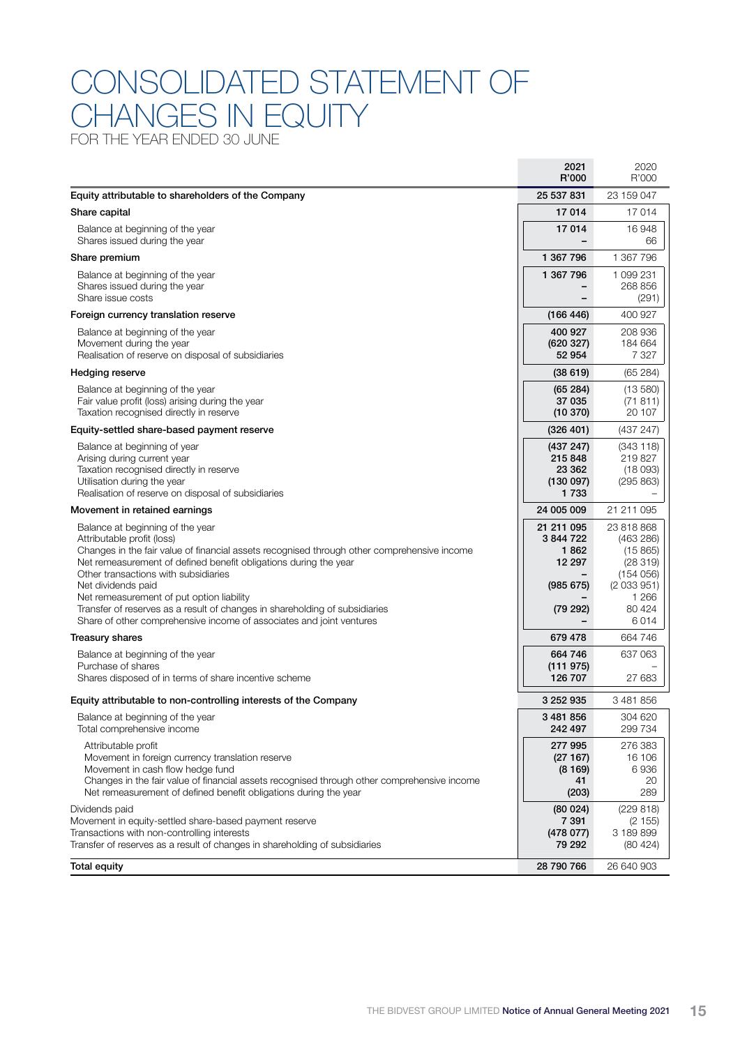# CONSOLIDATED STATEMENT OF CHANGES IN EQUITY

FOR THE YEAR ENDED 30 JUNE

| | 2021<br>R'000 | 2020<br>R'000 |
|---|---|---|
| **Equity attributable to shareholders of the Company** | **25 537 831** | 23 159 047 |
| **Share capital** | **17 014** | 17 014 |
| Balance at beginning of the year | **17 014** | 16 948 |
| Shares issued during the year | **–** | 66 |
| **Share premium** | **1 367 796** | 1 367 796 |
| Balance at beginning of the year | **1 367 796** | 1 099 231 |
| Shares issued during the year | **–** | 268 856 |
| Share issue costs | **–** | (291) |
| **Foreign currency translation reserve** | **(166 446)** | 400 927 |
| Balance at beginning of the year | **400 927** | 208 936 |
| Movement during the year | **(620 327)** | 184 664 |
| Realisation of reserve on disposal of subsidiaries | **52 954** | 7 327 |
| **Hedging reserve** | **(38 619)** | (65 284) |
| Balance at beginning of the year | **(65 284)** | (13 580) |
| Fair value profit (loss) arising during the year | **37 035** | (71 811) |
| Taxation recognised directly in reserve | **(10 370)** | 20 107 |
| **Equity-settled share-based payment reserve** | **(326 401)** | (437 247) |
| Balance at beginning of year | **(437 247)** | (343 118) |
| Arising during current year | **215 848** | 219 827 |
| Taxation recognised directly in reserve | **23 362** | (18 093) |
| Utilisation during the year | **(130 097)** | (295 863) |
| Realisation of reserve on disposal of subsidiaries | **1 733** | – |
| **Movement in retained earnings** | **24 005 009** | 21 211 095 |
| Balance at beginning of the year | **21 211 095** | 23 818 868 |
| Attributable profit (loss) | **3 844 722** | (463 286) |
| Changes in the fair value of financial assets recognised through other comprehensive income | **1 862** | (15 865) |
| Net remeasurement of defined benefit obligations during the year | **12 297** | (28 319) |
| Other transactions with subsidiaries | **–** | (154 056) |
| Net dividends paid | **(985 675)** | (2 033 951) |
| Net remeasurement of put option liability | **–** | 1 266 |
| Transfer of reserves as a result of changes in shareholding of subsidiaries | **(79 292)** | 80 424 |
| Share of other comprehensive income of associates and joint ventures | **–** | 6 014 |
| **Treasury shares** | **679 478** | 664 746 |
| Balance at beginning of the year | **664 746** | 637 063 |
| Purchase of shares | **(111 975)** | – |
| Shares disposed of in terms of share incentive scheme | **126 707** | 27 683 |
| **Equity attributable to non-controlling interests of the Company** | **3 252 935** | 3 481 856 |
| Balance at beginning of the year | **3 481 856** | 304 620 |
| Total comprehensive income | **242 497** | 299 734 |
| Attributable profit | **277 995** | 276 383 |
| Movement in foreign currency translation reserve | **(27 167)** | 16 106 |
| Movement in cash flow hedge fund | **(8 169)** | 6 936 |
| Changes in the fair value of financial assets recognised through other comprehensive income | **41** | 20 |
| Net remeasurement of defined benefit obligations during the year | **(203)** | 289 |
| Dividends paid | **(80 024)** | (229 818) |
| Movement in equity-settled share-based payment reserve | **7 391** | (2 155) |
| Transactions with non-controlling interests | **(478 077)** | 3 189 899 |
| Transfer of reserves as a result of changes in shareholding of subsidiaries | **79 292** | (80 424) |
| **Total equity** | **28 790 766** | 26 640 903 |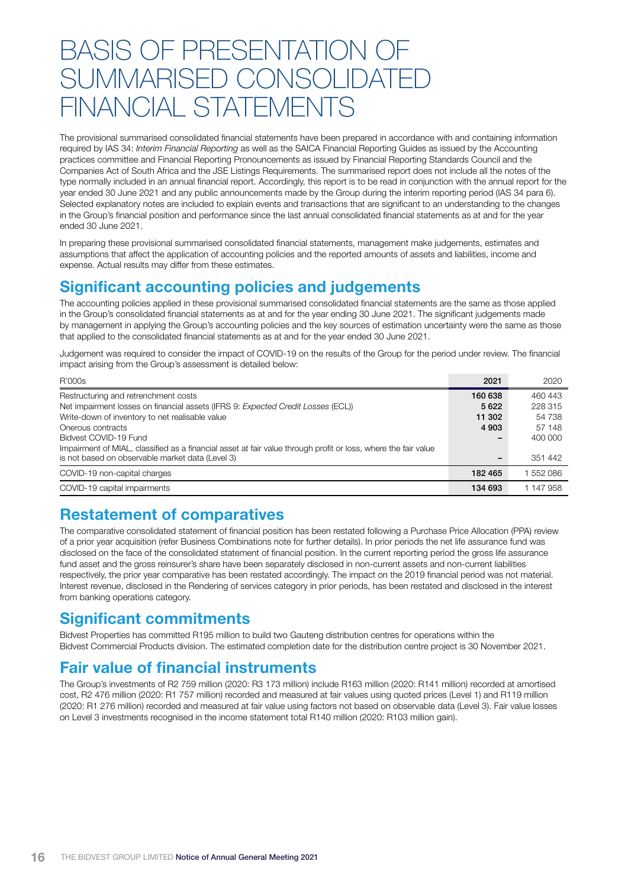# BASIS OF PRESENTATION OF SUMMARISED CONSOLIDATED FINANCIAL STATEMENTS

The provisional summarised consolidated financial statements have been prepared in accordance with and containing information required by IAS 34: *Interim Financial Reporting* as well as the SAICA Financial Reporting Guides as issued by the Accounting practices committee and Financial Reporting Pronouncements as issued by Financial Reporting Standards Council and the Companies Act of South Africa and the JSE Listings Requirements. The summarised report does not include all the notes of the type normally included in an annual financial report. Accordingly, this report is to be read in conjunction with the annual report for the year ended 30 June 2021 and any public announcements made by the Group during the interim reporting period (IAS 34 para 6). Selected explanatory notes are included to explain events and transactions that are significant to an understanding to the changes in the Group's financial position and performance since the last annual consolidated financial statements as at and for the year ended 30 June 2021.

In preparing these provisional summarised consolidated financial statements, management make judgements, estimates and assumptions that affect the application of accounting policies and the reported amounts of assets and liabilities, income and expense. Actual results may differ from these estimates.

## Significant accounting policies and judgements

The accounting policies applied in these provisional summarised consolidated financial statements are the same as those applied in the Group's consolidated financial statements as at and for the year ending 30 June 2021. The significant judgements made by management in applying the Group's accounting policies and the key sources of estimation uncertainty were the same as those that applied to the consolidated financial statements as at and for the year ended 30 June 2021.

Judgement was required to consider the impact of COVID-19 on the results of the Group for the period under review. The financial impact arising from the Group's assessment is detailed below:

| R'000s | 2021 | 2020 |
|---|---|---|
| Restructuring and retrenchment costs | **160 638** | 460 443 |
| Net impairment losses on financial assets (IFRS 9: *Expected Credit Losses* (ECL)) | **5 622** | 228 315 |
| Write-down of inventory to net realisable value | **11 302** | 54 738 |
| Onerous contracts | **4 903** | 57 148 |
| Bidvest COVID-19 Fund | **–** | 400 000 |
| Impairment of MIAL, classified as a financial asset at fair value through profit or loss, where the fair value is not based on observable market data (Level 3) | **–** | 351 442 |
| COVID-19 non-capital charges | **182 465** | 1 552 086 |
| COVID-19 capital impairments | **134 693** | 1 147 958 |

## Restatement of comparatives

The comparative consolidated statement of financial position has been restated following a Purchase Price Allocation (PPA) review of a prior year acquisition (refer Business Combinations note for further details). In prior periods the net life assurance fund was disclosed on the face of the consolidated statement of financial position. In the current reporting period the gross life assurance fund asset and the gross reinsurer's share have been separately disclosed in non-current assets and non-current liabilities respectively, the prior year comparative has been restated accordingly. The impact on the 2019 financial period was not material. Interest revenue, disclosed in the Rendering of services category in prior periods, has been restated and disclosed in the interest from banking operations category.

## Significant commitments

Bidvest Properties has committed R195 million to build two Gauteng distribution centres for operations within the Bidvest Commercial Products division. The estimated completion date for the distribution centre project is 30 November 2021.

## Fair value of financial instruments

The Group's investments of R2 759 million (2020: R3 173 million) include R163 million (2020: R141 million) recorded at amortised cost, R2 476 million (2020: R1 757 million) recorded and measured at fair values using quoted prices (Level 1) and R119 million (2020: R1 276 million) recorded and measured at fair value using factors not based on observable data (Level 3). Fair value losses on Level 3 investments recognised in the income statement total R140 million (2020: R103 million gain).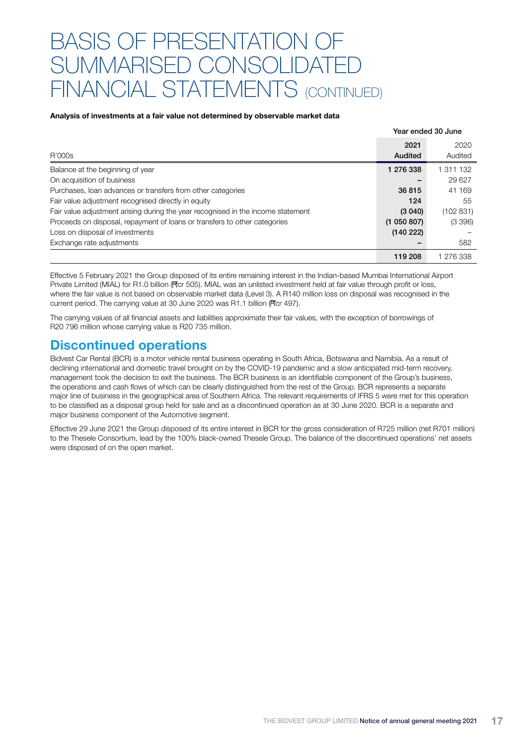# BASIS OF PRESENTATION OF SUMMARISED CONSOLIDATED FINANCIAL STATEMENTS (CONTINUED)

**Analysis of investments at a fair value not determined by observable market data**

| | Year ended 30 June | |
|---|---|---|
| R'000s | **2021 Audited** | 2020 Audited |
| Balance at the beginning of year | **1 276 338** | 1 311 132 |
| On acquisition of business | **–** | 29 627 |
| Purchases, loan advances or transfers from other categories | **36 815** | 41 169 |
| Fair value adjustment recognised directly in equity | **124** | 55 |
| Fair value adjustment arising during the year recognised in the income statement | **(3 040)** | (102 831) |
| Proceeds on disposal, repayment of loans or transfers to other categories | **(1 050 807)** | (3 396) |
| Loss on disposal of investments | **(140 222)** | – |
| Exchange rate adjustments | **–** | 582 |
| | **119 208** | 1 276 338 |

Effective 5 February 2021 the Group disposed of its entire remaining interest in the Indian-based Mumbai International Airport Private Limited (MIAL) for R1.0 billion (₹cr 505). MIAL was an unlisted investment held at fair value through profit or loss, where the fair value is not based on observable market data (Level 3). A R140 million loss on disposal was recognised in the current period. The carrying value at 30 June 2020 was R1.1 billion (₹cr 497).

The carrying values of all financial assets and liabilities approximate their fair values, with the exception of borrowings of R20 796 million whose carrying value is R20 735 million.

## Discontinued operations

Bidvest Car Rental (BCR) is a motor vehicle rental business operating in South Africa, Botswana and Namibia. As a result of declining international and domestic travel brought on by the COVID-19 pandemic and a slow anticipated mid-term recovery, management took the decision to exit the business. The BCR business is an identifiable component of the Group's business, the operations and cash flows of which can be clearly distinguished from the rest of the Group. BCR represents a separate major line of business in the geographical area of Southern Africa. The relevant requirements of IFRS 5 were met for this operation to be classified as a disposal group held for sale and as a discontinued operation as at 30 June 2020. BCR is a separate and major business component of the Automotive segment.

Effective 29 June 2021 the Group disposed of its entire interest in BCR for the gross consideration of R725 million (net R701 million) to the Thesele Consortium, lead by the 100% black-owned Thesele Group. The balance of the discontinued operations' net assets were disposed of on the open market.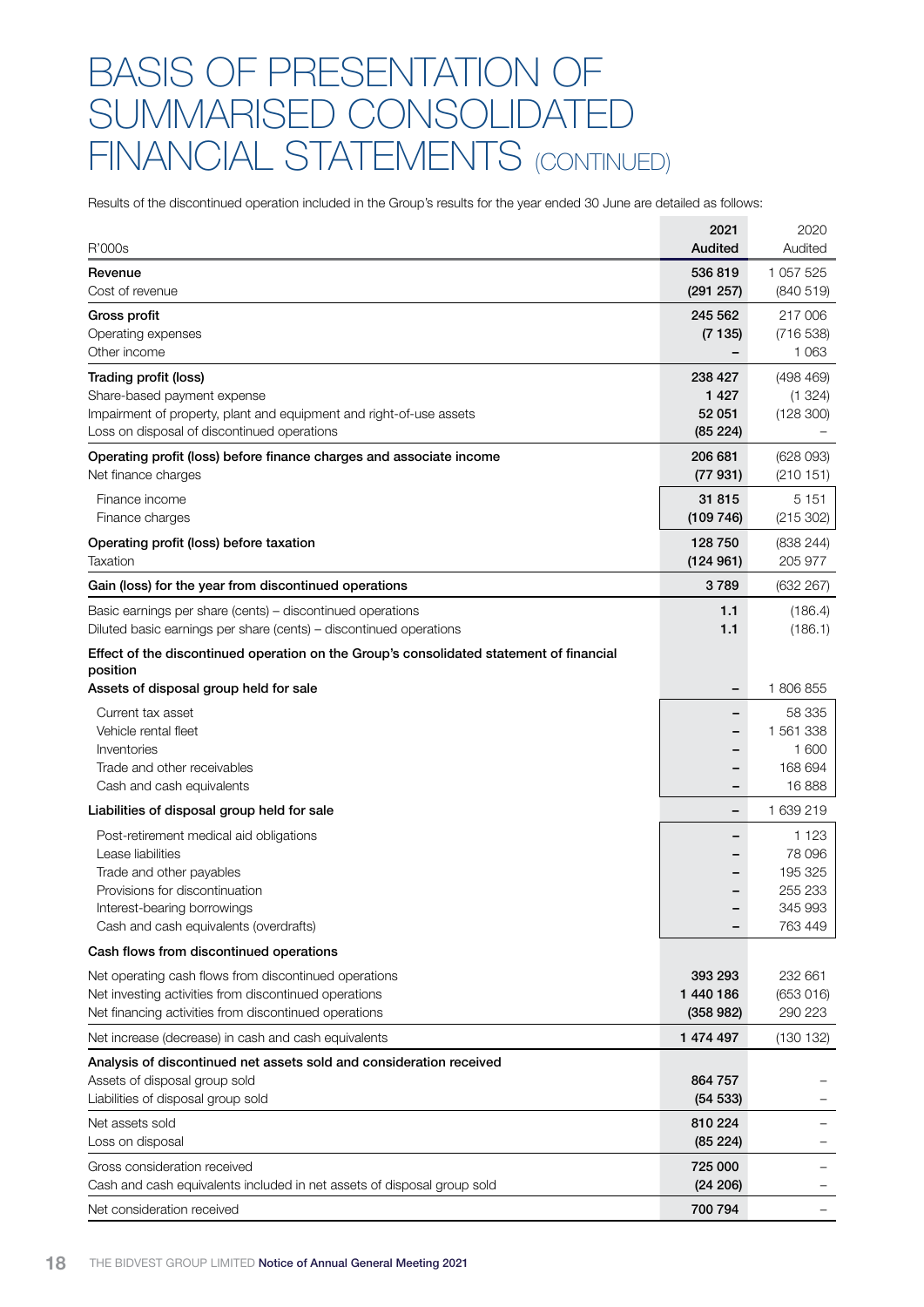# BASIS OF PRESENTATION OF SUMMARISED CONSOLIDATED FINANCIAL STATEMENTS (CONTINUED)

Results of the discontinued operation included in the Group's results for the year ended 30 June are detailed as follows:

| R'000s | 2021 Audited | 2020 Audited |
|---|---|---|
| **Revenue** | **536 819** | 1 057 525 |
| Cost of revenue | **(291 257)** | (840 519) |
| **Gross profit** | **245 562** | 217 006 |
| Operating expenses | **(7 135)** | (716 538) |
| Other income | **–** | 1 063 |
| **Trading profit (loss)** | **238 427** | (498 469) |
| Share-based payment expense | **1 427** | (1 324) |
| Impairment of property, plant and equipment and right-of-use assets | **52 051** | (128 300) |
| Loss on disposal of discontinued operations | **(85 224)** | – |
| **Operating profit (loss) before finance charges and associate income** | **206 681** | (628 093) |
| Net finance charges | **(77 931)** | (210 151) |
| Finance income | **31 815** | 5 151 |
| Finance charges | **(109 746)** | (215 302) |
| **Operating profit (loss) before taxation** | **128 750** | (838 244) |
| Taxation | **(124 961)** | 205 977 |
| **Gain (loss) for the year from discontinued operations** | **3 789** | (632 267) |
| Basic earnings per share (cents) – discontinued operations | **1.1** | (186.4) |
| Diluted basic earnings per share (cents) – discontinued operations | **1.1** | (186.1) |
| **Effect of the discontinued operation on the Group's consolidated statement of financial position** | | |
| **Assets of disposal group held for sale** | **–** | 1 806 855 |
| Current tax asset | **–** | 58 335 |
| Vehicle rental fleet | **–** | 1 561 338 |
| Inventories | **–** | 1 600 |
| Trade and other receivables | **–** | 168 694 |
| Cash and cash equivalents | **–** | 16 888 |
| **Liabilities of disposal group held for sale** | **–** | 1 639 219 |
| Post-retirement medical aid obligations | **–** | 1 123 |
| Lease liabilities | **–** | 78 096 |
| Trade and other payables | **–** | 195 325 |
| Provisions for discontinuation | **–** | 255 233 |
| Interest-bearing borrowings | **–** | 345 993 |
| Cash and cash equivalents (overdrafts) | **–** | 763 449 |
| **Cash flows from discontinued operations** | | |
| Net operating cash flows from discontinued operations | **393 293** | 232 661 |
| Net investing activities from discontinued operations | **1 440 186** | (653 016) |
| Net financing activities from discontinued operations | **(358 982)** | 290 223 |
| Net increase (decrease) in cash and cash equivalents | **1 474 497** | (130 132) |
| **Analysis of discontinued net assets sold and consideration received** | | |
| Assets of disposal group sold | **864 757** | – |
| Liabilities of disposal group sold | **(54 533)** | – |
| Net assets sold | **810 224** | – |
| Loss on disposal | **(85 224)** | – |
| Gross consideration received | **725 000** | – |
| Cash and cash equivalents included in net assets of disposal group sold | **(24 206)** | – |
| Net consideration received | **700 794** | – |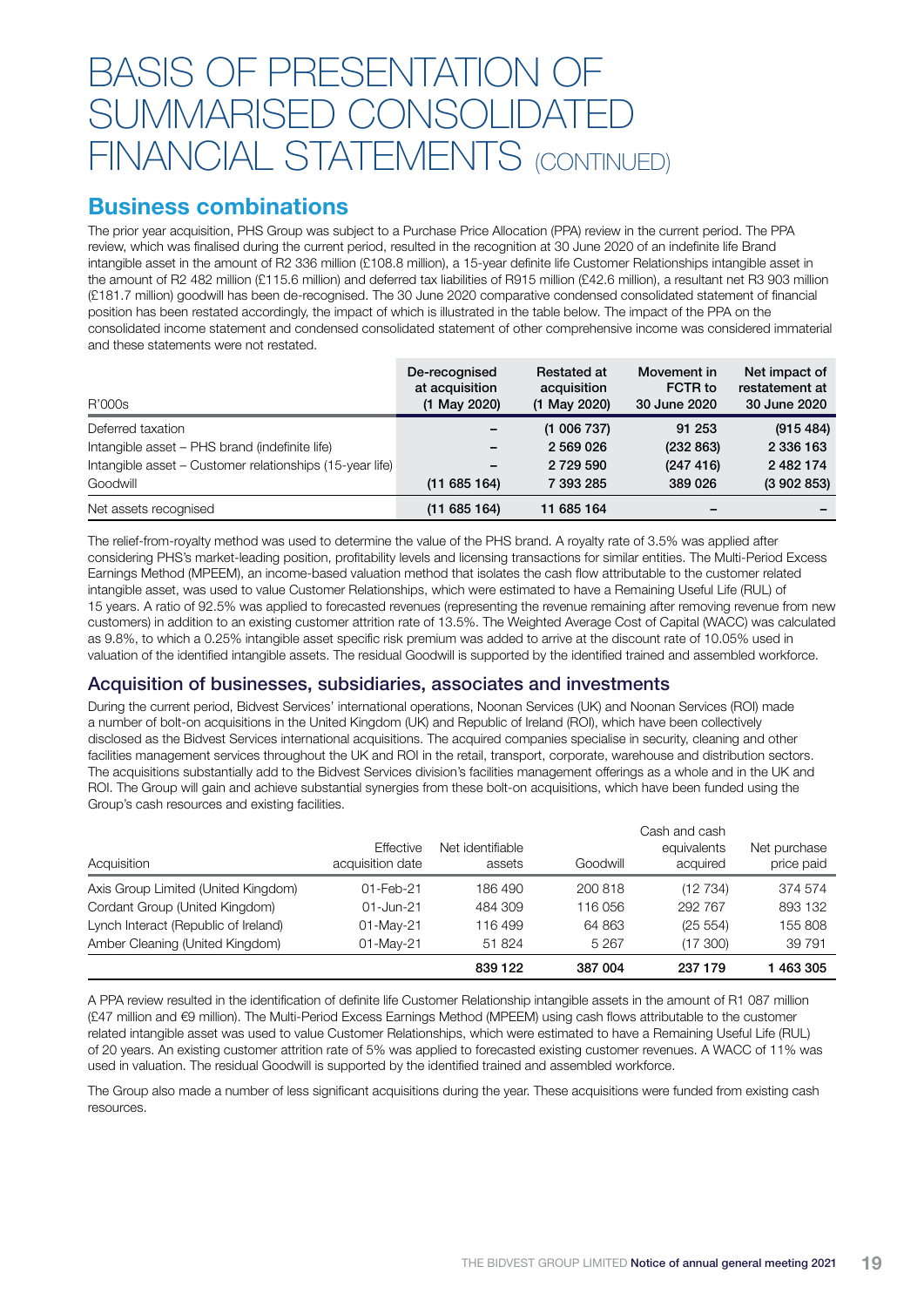# BASIS OF PRESENTATION OF SUMMARISED CONSOLIDATED FINANCIAL STATEMENTS (CONTINUED)

## Business combinations

The prior year acquisition, PHS Group was subject to a Purchase Price Allocation (PPA) review in the current period. The PPA review, which was finalised during the current period, resulted in the recognition at 30 June 2020 of an indefinite life Brand intangible asset in the amount of R2 336 million (£108.8 million), a 15-year definite life Customer Relationships intangible asset in the amount of R2 482 million (£115.6 million) and deferred tax liabilities of R915 million (£42.6 million), a resultant net R3 903 million (£181.7 million) goodwill has been de-recognised. The 30 June 2020 comparative condensed consolidated statement of financial position has been restated accordingly, the impact of which is illustrated in the table below. The impact of the PPA on the consolidated income statement and condensed consolidated statement of other comprehensive income was considered immaterial and these statements were not restated.

| R'000s | De-recognised at acquisition (1 May 2020) | Restated at acquisition (1 May 2020) | Movement in FCTR to 30 June 2020 | Net impact of restatement at 30 June 2020 |
|---|---|---|---|---|
| Deferred taxation | – | (1 006 737) | 91 253 | (915 484) |
| Intangible asset – PHS brand (indefinite life) | – | 2 569 026 | (232 863) | 2 336 163 |
| Intangible asset – Customer relationships (15-year life) | – | 2 729 590 | (247 416) | 2 482 174 |
| Goodwill | (11 685 164) | 7 393 285 | 389 026 | (3 902 853) |
| Net assets recognised | (11 685 164) | 11 685 164 | – | – |

The relief-from-royalty method was used to determine the value of the PHS brand. A royalty rate of 3.5% was applied after considering PHS's market-leading position, profitability levels and licensing transactions for similar entities. The Multi-Period Excess Earnings Method (MPEEM), an income-based valuation method that isolates the cash flow attributable to the customer related intangible asset, was used to value Customer Relationships, which were estimated to have a Remaining Useful Life (RUL) of 15 years. A ratio of 92.5% was applied to forecasted revenues (representing the revenue remaining after removing revenue from new customers) in addition to an existing customer attrition rate of 13.5%. The Weighted Average Cost of Capital (WACC) was calculated as 9.8%, to which a 0.25% intangible asset specific risk premium was added to arrive at the discount rate of 10.05% used in valuation of the identified intangible assets. The residual Goodwill is supported by the identified trained and assembled workforce.

## Acquisition of businesses, subsidiaries, associates and investments

During the current period, Bidvest Services' international operations, Noonan Services (UK) and Noonan Services (ROI) made a number of bolt-on acquisitions in the United Kingdom (UK) and Republic of Ireland (ROI), which have been collectively disclosed as the Bidvest Services international acquisitions. The acquired companies specialise in security, cleaning and other facilities management services throughout the UK and ROI in the retail, transport, corporate, warehouse and distribution sectors. The acquisitions substantially add to the Bidvest Services division's facilities management offerings as a whole and in the UK and ROI. The Group will gain and achieve substantial synergies from these bolt-on acquisitions, which have been funded using the Group's cash resources and existing facilities.

| Acquisition | Effective acquisition date | Net identifiable assets | Goodwill | Cash and cash equivalents acquired | Net purchase price paid |
|---|---|---|---|---|---|
| Axis Group Limited (United Kingdom) | 01-Feb-21 | 186 490 | 200 818 | (12 734) | 374 574 |
| Cordant Group (United Kingdom) | 01-Jun-21 | 484 309 | 116 056 | 292 767 | 893 132 |
| Lynch Interact (Republic of Ireland) | 01-May-21 | 116 499 | 64 863 | (25 554) | 155 808 |
| Amber Cleaning (United Kingdom) | 01-May-21 | 51 824 | 5 267 | (17 300) | 39 791 |
| | | 839 122 | 387 004 | 237 179 | 1 463 305 |

A PPA review resulted in the identification of definite life Customer Relationship intangible assets in the amount of R1 087 million (£47 million and €9 million). The Multi-Period Excess Earnings Method (MPEEM) using cash flows attributable to the customer related intangible asset was used to value Customer Relationships, which were estimated to have a Remaining Useful Life (RUL) of 20 years. An existing customer attrition rate of 5% was applied to forecasted existing customer revenues. A WACC of 11% was used in valuation. The residual Goodwill is supported by the identified trained and assembled workforce.

The Group also made a number of less significant acquisitions during the year. These acquisitions were funded from existing cash resources.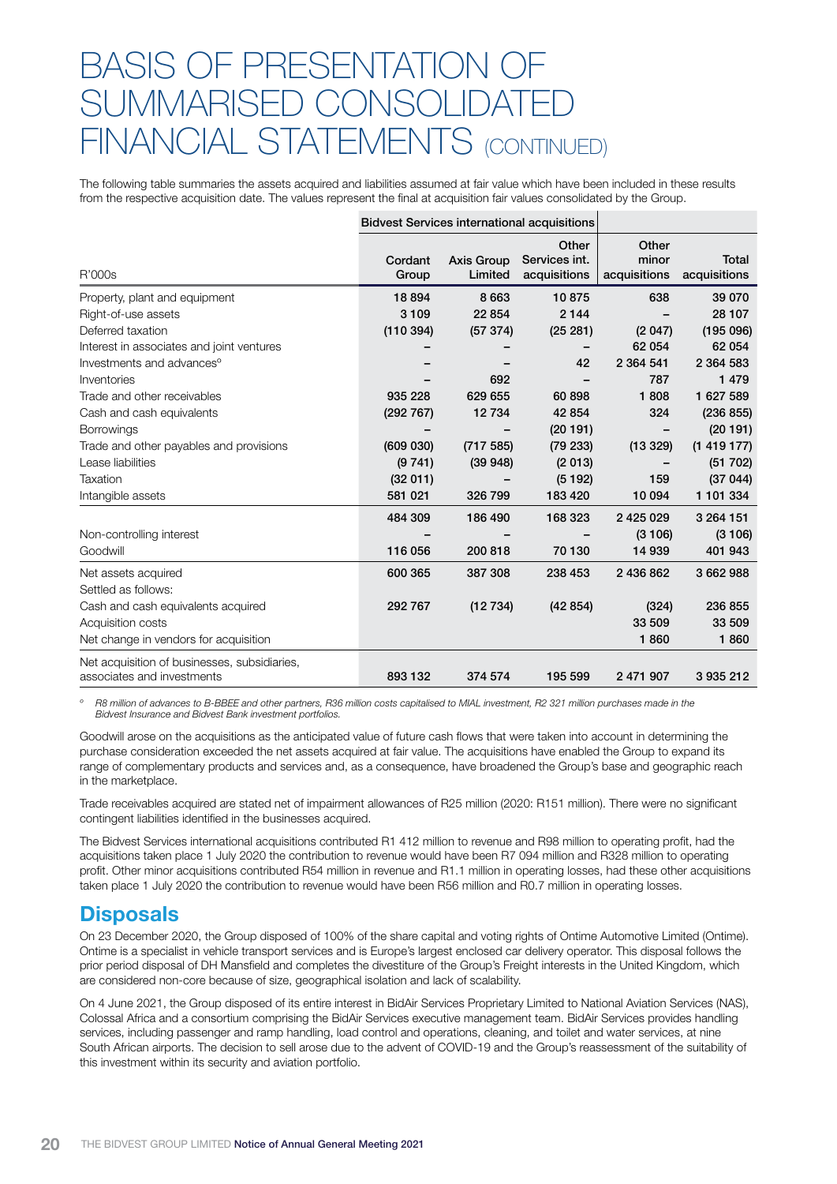# BASIS OF PRESENTATION OF SUMMARISED CONSOLIDATED FINANCIAL STATEMENTS (CONTINUED)

The following table summaries the assets acquired and liabilities assumed at fair value which have been included in these results from the respective acquisition date. The values represent the final at acquisition fair values consolidated by the Group.

| R'000s | Bidvest Services international acquisitions | | | | |
|---|---|---|---|---|---|
| | Cordant Group | Axis Group Limited | Other Services int. acquisitions | Other minor acquisitions | Total acquisitions |
| Property, plant and equipment | 18 894 | 8 663 | 10 875 | 638 | 39 070 |
| Right-of-use assets | 3 109 | 22 854 | 2 144 | – | 28 107 |
| Deferred taxation | (110 394) | (57 374) | (25 281) | (2 047) | (195 096) |
| Interest in associates and joint ventures | – | – | – | 62 054 | 62 054 |
| Investments and advances° | – | – | 42 | 2 364 541 | 2 364 583 |
| Inventories | – | 692 | – | 787 | 1 479 |
| Trade and other receivables | 935 228 | 629 655 | 60 898 | 1 808 | 1 627 589 |
| Cash and cash equivalents | (292 767) | 12 734 | 42 854 | 324 | (236 855) |
| Borrowings | – | – | (20 191) | – | (20 191) |
| Trade and other payables and provisions | (609 030) | (717 585) | (79 233) | (13 329) | (1 419 177) |
| Lease liabilities | (9 741) | (39 948) | (2 013) | – | (51 702) |
| Taxation | (32 011) | – | (5 192) | 159 | (37 044) |
| Intangible assets | 581 021 | 326 799 | 183 420 | 10 094 | 1 101 334 |
| | 484 309 | 186 490 | 168 323 | 2 425 029 | 3 264 151 |
| Non-controlling interest | – | – | – | (3 106) | (3 106) |
| Goodwill | 116 056 | 200 818 | 70 130 | 14 939 | 401 943 |
| Net assets acquired | 600 365 | 387 308 | 238 453 | 2 436 862 | 3 662 988 |
| Settled as follows: | | | | | |
| Cash and cash equivalents acquired | 292 767 | (12 734) | (42 854) | (324) | 236 855 |
| Acquisition costs | | | | 33 509 | 33 509 |
| Net change in vendors for acquisition | | | | 1 860 | 1 860 |
| Net acquisition of businesses, subsidiaries, associates and investments | 893 132 | 374 574 | 195 599 | 2 471 907 | 3 935 212 |

° *R8 million of advances to B-BBEE and other partners, R36 million costs capitalised to MIAL investment, R2 321 million purchases made in the Bidvest Insurance and Bidvest Bank investment portfolios.*

Goodwill arose on the acquisitions as the anticipated value of future cash flows that were taken into account in determining the purchase consideration exceeded the net assets acquired at fair value. The acquisitions have enabled the Group to expand its range of complementary products and services and, as a consequence, have broadened the Group's base and geographic reach in the marketplace.

Trade receivables acquired are stated net of impairment allowances of R25 million (2020: R151 million). There were no significant contingent liabilities identified in the businesses acquired.

The Bidvest Services international acquisitions contributed R1 412 million to revenue and R98 million to operating profit, had the acquisitions taken place 1 July 2020 the contribution to revenue would have been R7 094 million and R328 million to operating profit. Other minor acquisitions contributed R54 million in revenue and R1.1 million in operating losses, had these other acquisitions taken place 1 July 2020 the contribution to revenue would have been R56 million and R0.7 million in operating losses.

## Disposals

On 23 December 2020, the Group disposed of 100% of the share capital and voting rights of Ontime Automotive Limited (Ontime). Ontime is a specialist in vehicle transport services and is Europe's largest enclosed car delivery operator. This disposal follows the prior period disposal of DH Mansfield and completes the divestiture of the Group's Freight interests in the United Kingdom, which are considered non-core because of size, geographical isolation and lack of scalability.

On 4 June 2021, the Group disposed of its entire interest in BidAir Services Proprietary Limited to National Aviation Services (NAS), Colossal Africa and a consortium comprising the BidAir Services executive management team. BidAir Services provides handling services, including passenger and ramp handling, load control and operations, cleaning, and toilet and water services, at nine South African airports. The decision to sell arose due to the advent of COVID-19 and the Group's reassessment of the suitability of this investment within its security and aviation portfolio.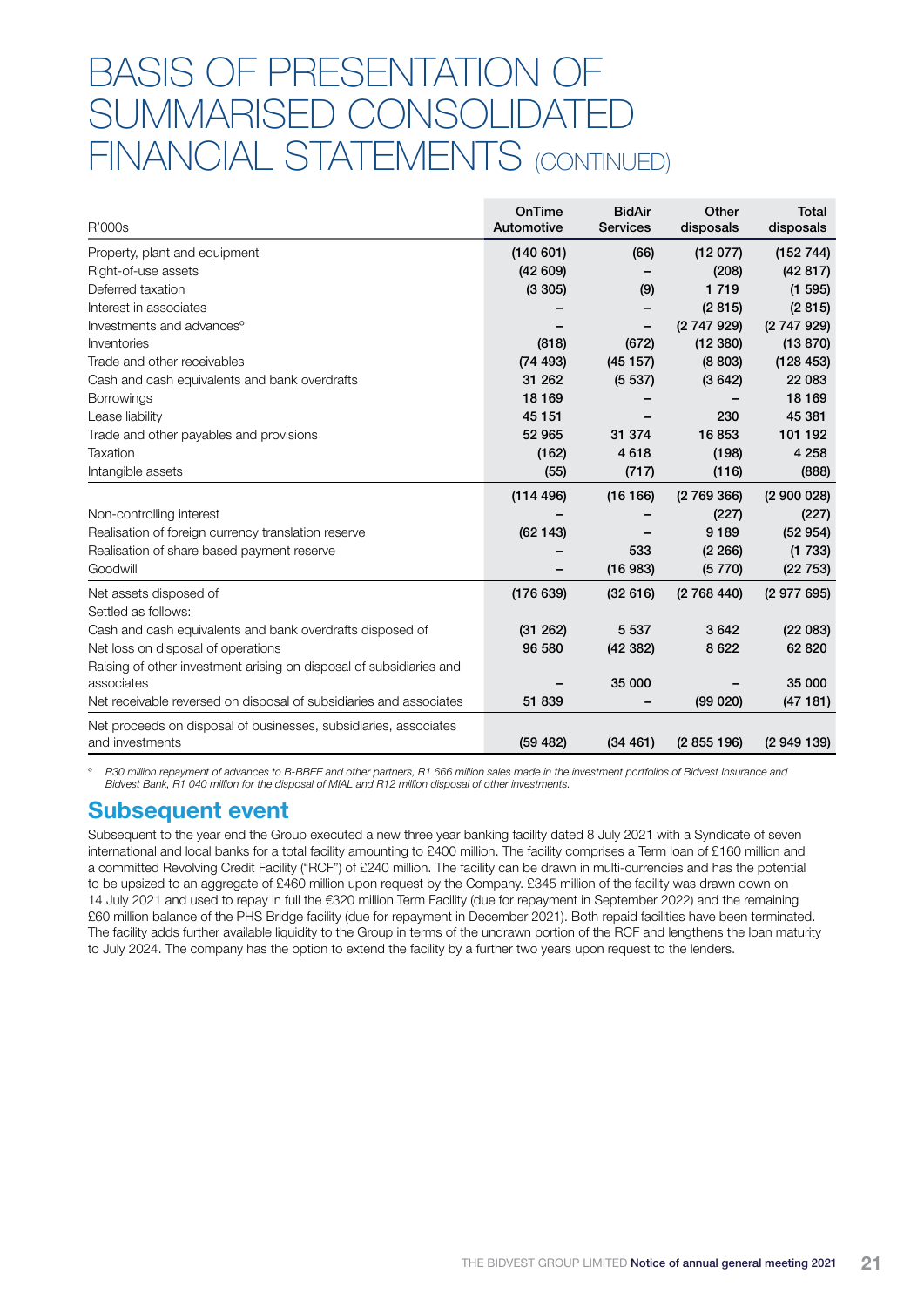# BASIS OF PRESENTATION OF SUMMARISED CONSOLIDATED FINANCIAL STATEMENTS (CONTINUED)

| R'000s | OnTime Automotive | BidAir Services | Other disposals | Total disposals |
|---|---|---|---|---|
| Property, plant and equipment | (140 601) | (66) | (12 077) | (152 744) |
| Right-of-use assets | (42 609) | – | (208) | (42 817) |
| Deferred taxation | (3 305) | (9) | 1 719 | (1 595) |
| Interest in associates | – | – | (2 815) | (2 815) |
| Investments and advances° | – | – | (2 747 929) | (2 747 929) |
| Inventories | (818) | (672) | (12 380) | (13 870) |
| Trade and other receivables | (74 493) | (45 157) | (8 803) | (128 453) |
| Cash and cash equivalents and bank overdrafts | 31 262 | (5 537) | (3 642) | 22 083 |
| Borrowings | 18 169 | – | – | 18 169 |
| Lease liability | 45 151 | – | 230 | 45 381 |
| Trade and other payables and provisions | 52 965 | 31 374 | 16 853 | 101 192 |
| Taxation | (162) | 4 618 | (198) | 4 258 |
| Intangible assets | (55) | (717) | (116) | (888) |
| | (114 496) | (16 166) | (2 769 366) | (2 900 028) |
| Non-controlling interest | – | – | (227) | (227) |
| Realisation of foreign currency translation reserve | (62 143) | – | 9 189 | (52 954) |
| Realisation of share based payment reserve | – | 533 | (2 266) | (1 733) |
| Goodwill | – | (16 983) | (5 770) | (22 753) |
| Net assets disposed of | (176 639) | (32 616) | (2 768 440) | (2 977 695) |
| Settled as follows: | | | | |
| Cash and cash equivalents and bank overdrafts disposed of | (31 262) | 5 537 | 3 642 | (22 083) |
| Net loss on disposal of operations | 96 580 | (42 382) | 8 622 | 62 820 |
| Raising of other investment arising on disposal of subsidiaries and associates | – | 35 000 | – | 35 000 |
| Net receivable reversed on disposal of subsidiaries and associates | 51 839 | – | (99 020) | (47 181) |
| Net proceeds on disposal of businesses, subsidiaries, associates and investments | (59 482) | (34 461) | (2 855 196) | (2 949 139) |

° *R30 million repayment of advances to B-BBEE and other partners, R1 666 million sales made in the investment portfolios of Bidvest Insurance and Bidvest Bank, R1 040 million for the disposal of MIAL and R12 million disposal of other investments.*

## Subsequent event

Subsequent to the year end the Group executed a new three year banking facility dated 8 July 2021 with a Syndicate of seven international and local banks for a total facility amounting to £400 million. The facility comprises a Term loan of £160 million and a committed Revolving Credit Facility ("RCF") of £240 million. The facility can be drawn in multi-currencies and has the potential to be upsized to an aggregate of £460 million upon request by the Company. £345 million of the facility was drawn down on 14 July 2021 and used to repay in full the €320 million Term Facility (due for repayment in September 2022) and the remaining £60 million balance of the PHS Bridge facility (due for repayment in December 2021). Both repaid facilities have been terminated. The facility adds further available liquidity to the Group in terms of the undrawn portion of the RCF and lengthens the loan maturity to July 2024. The company has the option to extend the facility by a further two years upon request to the lenders.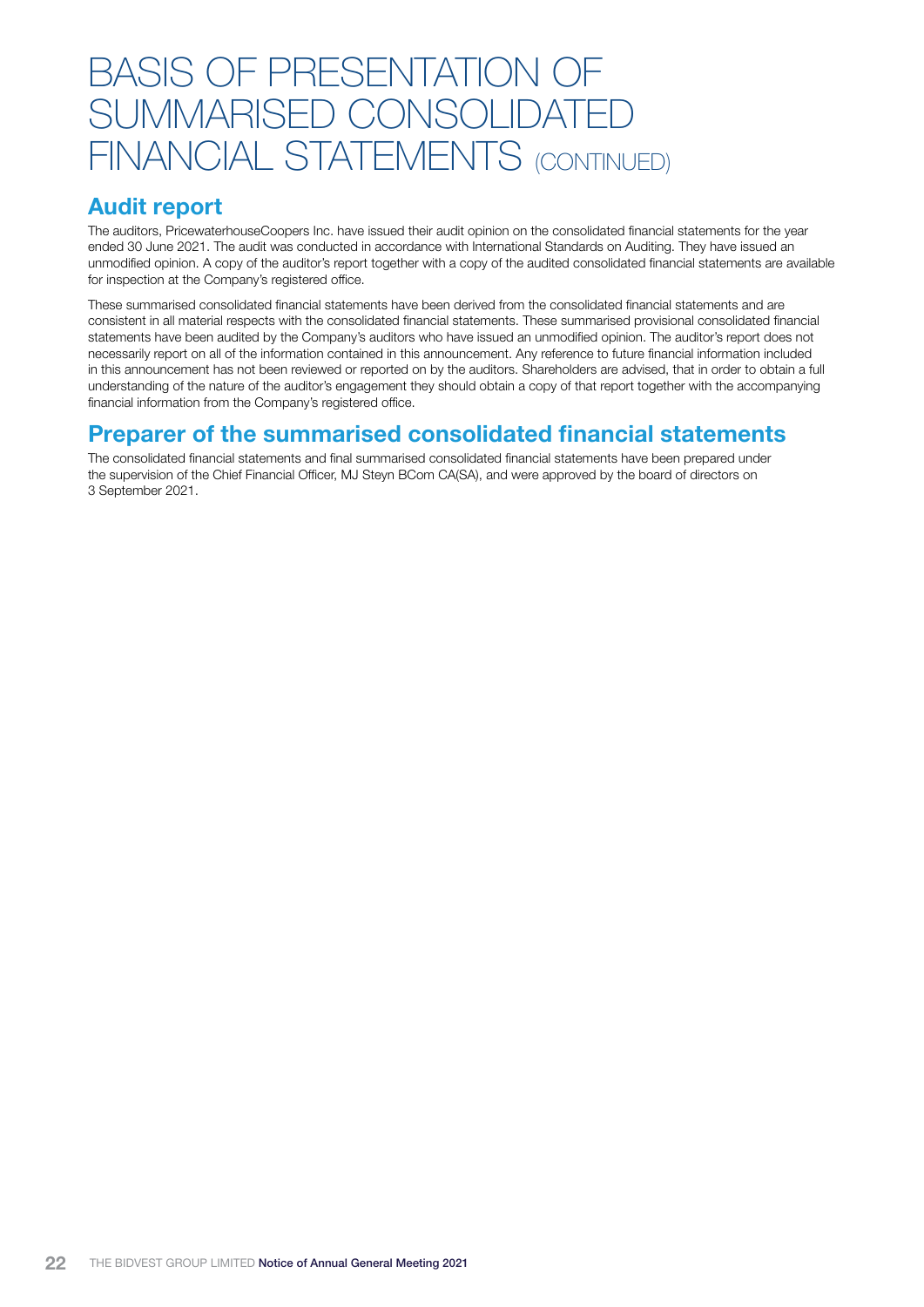# BASIS OF PRESENTATION OF SUMMARISED CONSOLIDATED FINANCIAL STATEMENTS (CONTINUED)

## Audit report

The auditors, PricewaterhouseCoopers Inc. have issued their audit opinion on the consolidated financial statements for the year ended 30 June 2021. The audit was conducted in accordance with International Standards on Auditing. They have issued an unmodified opinion. A copy of the auditor's report together with a copy of the audited consolidated financial statements are available for inspection at the Company's registered office.

These summarised consolidated financial statements have been derived from the consolidated financial statements and are consistent in all material respects with the consolidated financial statements. These summarised provisional consolidated financial statements have been audited by the Company's auditors who have issued an unmodified opinion. The auditor's report does not necessarily report on all of the information contained in this announcement. Any reference to future financial information included in this announcement has not been reviewed or reported on by the auditors. Shareholders are advised, that in order to obtain a full understanding of the nature of the auditor's engagement they should obtain a copy of that report together with the accompanying financial information from the Company's registered office.

## Preparer of the summarised consolidated financial statements

The consolidated financial statements and final summarised consolidated financial statements have been prepared under the supervision of the Chief Financial Officer, MJ Steyn BCom CA(SA), and were approved by the board of directors on 3 September 2021.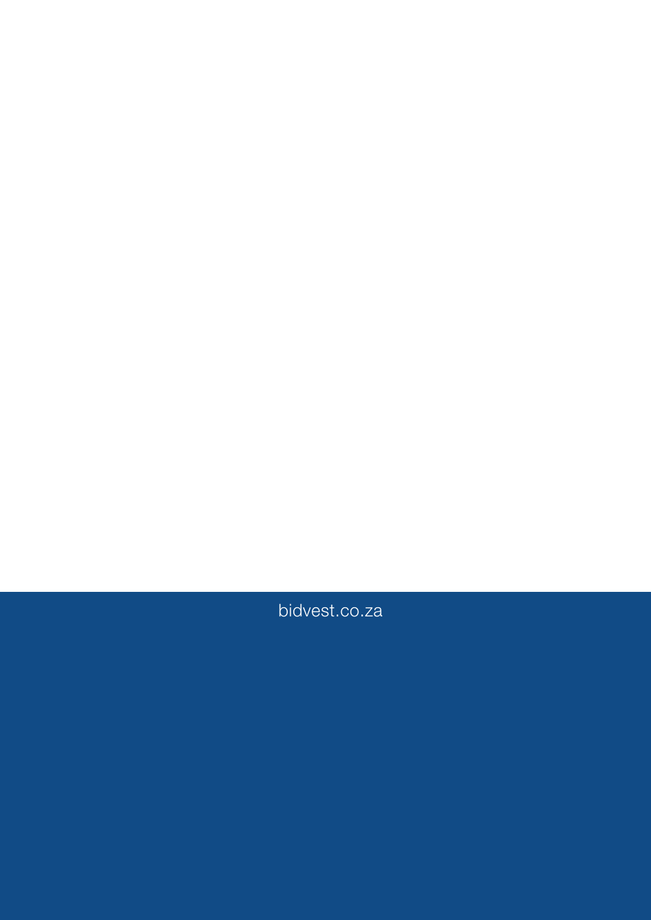bidvest.co.za